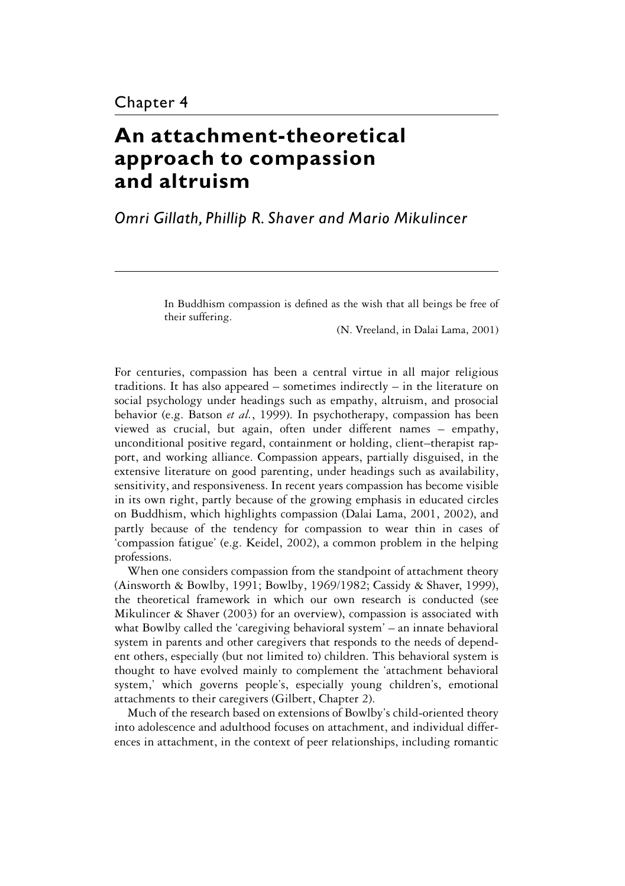Chapter 4

# An attachment-theoretical approach to compassion and altruism

*Omri Gillath, Phillip R. Shaver and Mario Mikulincer*

> In Buddhism compassion is defined as the wish that all beings be free of their suffering.
>
> (N. Vreeland, in Dalai Lama, 2001)

For centuries, compassion has been a central virtue in all major religious traditions. It has also appeared – sometimes indirectly – in the literature on social psychology under headings such as empathy, altruism, and prosocial behavior (e.g. Batson *et al.*, 1999). In psychotherapy, compassion has been viewed as crucial, but again, often under different names – empathy, unconditional positive regard, containment or holding, client–therapist rapport, and working alliance. Compassion appears, partially disguised, in the extensive literature on good parenting, under headings such as availability, sensitivity, and responsiveness. In recent years compassion has become visible in its own right, partly because of the growing emphasis in educated circles on Buddhism, which highlights compassion (Dalai Lama, 2001, 2002), and partly because of the tendency for compassion to wear thin in cases of 'compassion fatigue' (e.g. Keidel, 2002), a common problem in the helping professions.

When one considers compassion from the standpoint of attachment theory (Ainsworth & Bowlby, 1991; Bowlby, 1969/1982; Cassidy & Shaver, 1999), the theoretical framework in which our own research is conducted (see Mikulincer & Shaver (2003) for an overview), compassion is associated with what Bowlby called the 'caregiving behavioral system' – an innate behavioral system in parents and other caregivers that responds to the needs of dependent others, especially (but not limited to) children. This behavioral system is thought to have evolved mainly to complement the 'attachment behavioral system,' which governs people's, especially young children's, emotional attachments to their caregivers (Gilbert, Chapter 2).

Much of the research based on extensions of Bowlby's child-oriented theory into adolescence and adulthood focuses on attachment, and individual differences in attachment, in the context of peer relationships, including romantic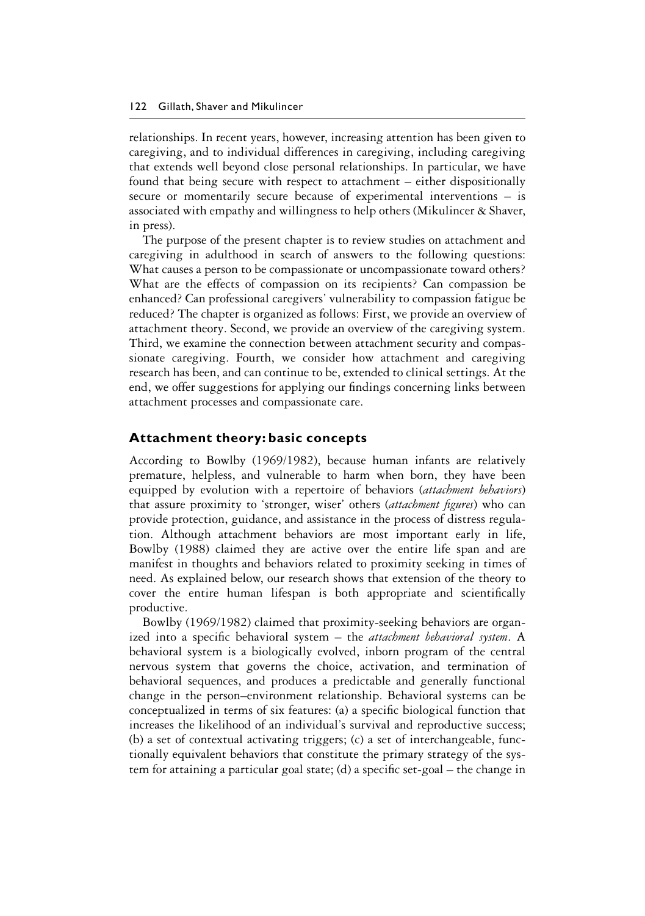relationships. In recent years, however, increasing attention has been given to caregiving, and to individual differences in caregiving, including caregiving that extends well beyond close personal relationships. In particular, we have found that being secure with respect to attachment – either dispositionally secure or momentarily secure because of experimental interventions – is associated with empathy and willingness to help others (Mikulincer & Shaver, in press).

The purpose of the present chapter is to review studies on attachment and caregiving in adulthood in search of answers to the following questions: What causes a person to be compassionate or uncompassionate toward others? What are the effects of compassion on its recipients? Can compassion be enhanced? Can professional caregivers' vulnerability to compassion fatigue be reduced? The chapter is organized as follows: First, we provide an overview of attachment theory. Second, we provide an overview of the caregiving system. Third, we examine the connection between attachment security and compassionate caregiving. Fourth, we consider how attachment and caregiving research has been, and can continue to be, extended to clinical settings. At the end, we offer suggestions for applying our findings concerning links between attachment processes and compassionate care.

## Attachment theory: basic concepts

According to Bowlby (1969/1982), because human infants are relatively premature, helpless, and vulnerable to harm when born, they have been equipped by evolution with a repertoire of behaviors (*attachment behaviors*) that assure proximity to 'stronger, wiser' others (*attachment figures*) who can provide protection, guidance, and assistance in the process of distress regulation. Although attachment behaviors are most important early in life, Bowlby (1988) claimed they are active over the entire life span and are manifest in thoughts and behaviors related to proximity seeking in times of need. As explained below, our research shows that extension of the theory to cover the entire human lifespan is both appropriate and scientifically productive.

Bowlby (1969/1982) claimed that proximity-seeking behaviors are organized into a specific behavioral system – the *attachment behavioral system*. A behavioral system is a biologically evolved, inborn program of the central nervous system that governs the choice, activation, and termination of behavioral sequences, and produces a predictable and generally functional change in the person–environment relationship. Behavioral systems can be conceptualized in terms of six features: (a) a specific biological function that increases the likelihood of an individual's survival and reproductive success; (b) a set of contextual activating triggers; (c) a set of interchangeable, functionally equivalent behaviors that constitute the primary strategy of the system for attaining a particular goal state; (d) a specific set-goal – the change in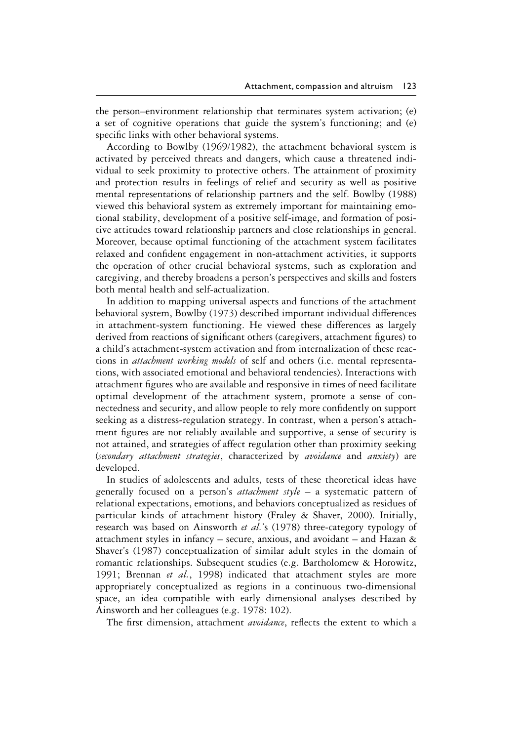the person–environment relationship that terminates system activation; (e) a set of cognitive operations that guide the system's functioning; and (e) specific links with other behavioral systems.

According to Bowlby (1969/1982), the attachment behavioral system is activated by perceived threats and dangers, which cause a threatened individual to seek proximity to protective others. The attainment of proximity and protection results in feelings of relief and security as well as positive mental representations of relationship partners and the self. Bowlby (1988) viewed this behavioral system as extremely important for maintaining emotional stability, development of a positive self-image, and formation of positive attitudes toward relationship partners and close relationships in general. Moreover, because optimal functioning of the attachment system facilitates relaxed and confident engagement in non-attachment activities, it supports the operation of other crucial behavioral systems, such as exploration and caregiving, and thereby broadens a person's perspectives and skills and fosters both mental health and self-actualization.

In addition to mapping universal aspects and functions of the attachment behavioral system, Bowlby (1973) described important individual differences in attachment-system functioning. He viewed these differences as largely derived from reactions of significant others (caregivers, attachment figures) to a child's attachment-system activation and from internalization of these reactions in *attachment working models* of self and others (i.e. mental representations, with associated emotional and behavioral tendencies). Interactions with attachment figures who are available and responsive in times of need facilitate optimal development of the attachment system, promote a sense of connectedness and security, and allow people to rely more confidently on support seeking as a distress-regulation strategy. In contrast, when a person's attachment figures are not reliably available and supportive, a sense of security is not attained, and strategies of affect regulation other than proximity seeking (*secondary attachment strategies*, characterized by *avoidance* and *anxiety*) are developed.

In studies of adolescents and adults, tests of these theoretical ideas have generally focused on a person's *attachment style* – a systematic pattern of relational expectations, emotions, and behaviors conceptualized as residues of particular kinds of attachment history (Fraley & Shaver, 2000). Initially, research was based on Ainsworth *et al.*'s (1978) three-category typology of attachment styles in infancy – secure, anxious, and avoidant – and Hazan & Shaver's (1987) conceptualization of similar adult styles in the domain of romantic relationships. Subsequent studies (e.g. Bartholomew & Horowitz, 1991; Brennan *et al.*, 1998) indicated that attachment styles are more appropriately conceptualized as regions in a continuous two-dimensional space, an idea compatible with early dimensional analyses described by Ainsworth and her colleagues (e.g. 1978: 102).

The first dimension, attachment *avoidance*, reflects the extent to which a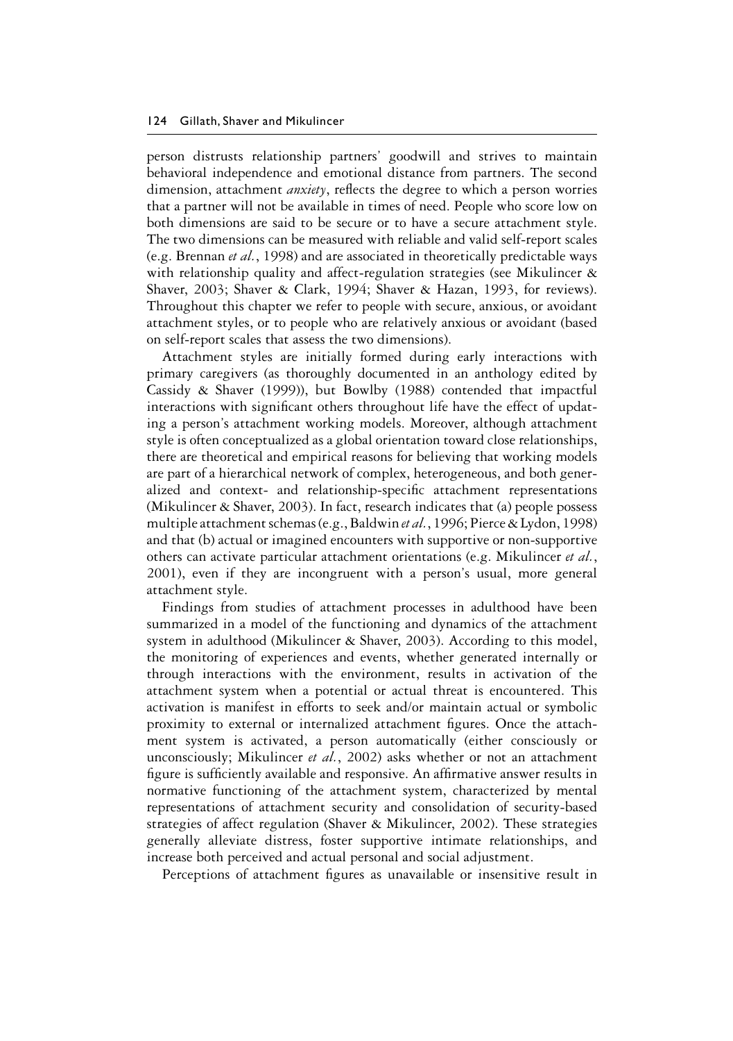person distrusts relationship partners' goodwill and strives to maintain behavioral independence and emotional distance from partners. The second dimension, attachment *anxiety*, reflects the degree to which a person worries that a partner will not be available in times of need. People who score low on both dimensions are said to be secure or to have a secure attachment style. The two dimensions can be measured with reliable and valid self-report scales (e.g. Brennan *et al.*, 1998) and are associated in theoretically predictable ways with relationship quality and affect-regulation strategies (see Mikulincer & Shaver, 2003; Shaver & Clark, 1994; Shaver & Hazan, 1993, for reviews). Throughout this chapter we refer to people with secure, anxious, or avoidant attachment styles, or to people who are relatively anxious or avoidant (based on self-report scales that assess the two dimensions).

Attachment styles are initially formed during early interactions with primary caregivers (as thoroughly documented in an anthology edited by Cassidy & Shaver (1999)), but Bowlby (1988) contended that impactful interactions with significant others throughout life have the effect of updating a person's attachment working models. Moreover, although attachment style is often conceptualized as a global orientation toward close relationships, there are theoretical and empirical reasons for believing that working models are part of a hierarchical network of complex, heterogeneous, and both generalized and context- and relationship-specific attachment representations (Mikulincer & Shaver, 2003). In fact, research indicates that (a) people possess multiple attachment schemas (e.g., Baldwin *et al.*, 1996; Pierce & Lydon, 1998) and that (b) actual or imagined encounters with supportive or non-supportive others can activate particular attachment orientations (e.g. Mikulincer *et al.*, 2001), even if they are incongruent with a person's usual, more general attachment style.

Findings from studies of attachment processes in adulthood have been summarized in a model of the functioning and dynamics of the attachment system in adulthood (Mikulincer & Shaver, 2003). According to this model, the monitoring of experiences and events, whether generated internally or through interactions with the environment, results in activation of the attachment system when a potential or actual threat is encountered. This activation is manifest in efforts to seek and/or maintain actual or symbolic proximity to external or internalized attachment figures. Once the attachment system is activated, a person automatically (either consciously or unconsciously; Mikulincer *et al.*, 2002) asks whether or not an attachment figure is sufficiently available and responsive. An affirmative answer results in normative functioning of the attachment system, characterized by mental representations of attachment security and consolidation of security-based strategies of affect regulation (Shaver & Mikulincer, 2002). These strategies generally alleviate distress, foster supportive intimate relationships, and increase both perceived and actual personal and social adjustment.

Perceptions of attachment figures as unavailable or insensitive result in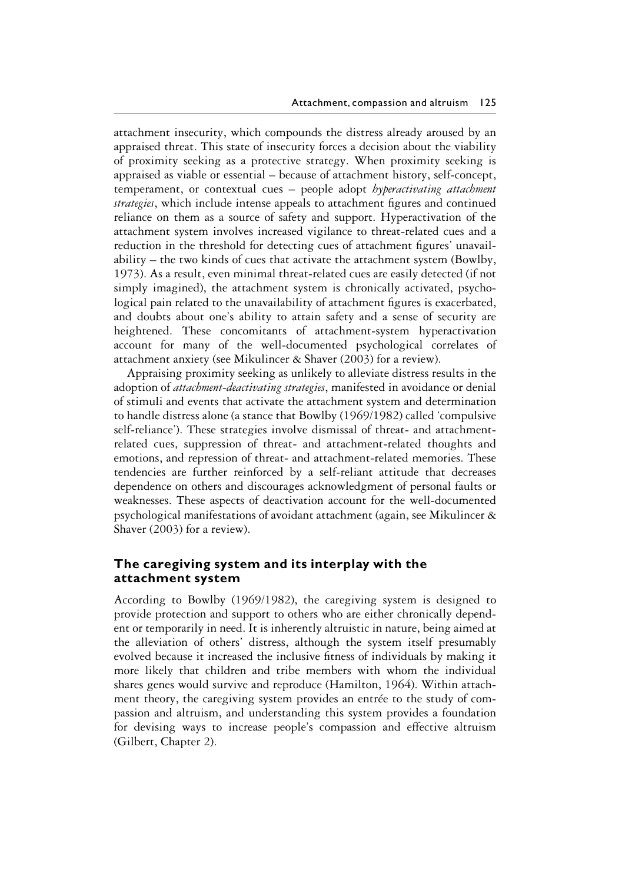attachment insecurity, which compounds the distress already aroused by an appraised threat. This state of insecurity forces a decision about the viability of proximity seeking as a protective strategy. When proximity seeking is appraised as viable or essential – because of attachment history, self-concept, temperament, or contextual cues – people adopt *hyperactivating attachment strategies*, which include intense appeals to attachment figures and continued reliance on them as a source of safety and support. Hyperactivation of the attachment system involves increased vigilance to threat-related cues and a reduction in the threshold for detecting cues of attachment figures' unavailability – the two kinds of cues that activate the attachment system (Bowlby, 1973). As a result, even minimal threat-related cues are easily detected (if not simply imagined), the attachment system is chronically activated, psychological pain related to the unavailability of attachment figures is exacerbated, and doubts about one's ability to attain safety and a sense of security are heightened. These concomitants of attachment-system hyperactivation account for many of the well-documented psychological correlates of attachment anxiety (see Mikulincer & Shaver (2003) for a review).

Appraising proximity seeking as unlikely to alleviate distress results in the adoption of *attachment-deactivating strategies*, manifested in avoidance or denial of stimuli and events that activate the attachment system and determination to handle distress alone (a stance that Bowlby (1969/1982) called 'compulsive self-reliance'). These strategies involve dismissal of threat- and attachment-related cues, suppression of threat- and attachment-related thoughts and emotions, and repression of threat- and attachment-related memories. These tendencies are further reinforced by a self-reliant attitude that decreases dependence on others and discourages acknowledgment of personal faults or weaknesses. These aspects of deactivation account for the well-documented psychological manifestations of avoidant attachment (again, see Mikulincer & Shaver (2003) for a review).

## The caregiving system and its interplay with the attachment system

According to Bowlby (1969/1982), the caregiving system is designed to provide protection and support to others who are either chronically dependent or temporarily in need. It is inherently altruistic in nature, being aimed at the alleviation of others' distress, although the system itself presumably evolved because it increased the inclusive fitness of individuals by making it more likely that children and tribe members with whom the individual shares genes would survive and reproduce (Hamilton, 1964). Within attachment theory, the caregiving system provides an entrée to the study of compassion and altruism, and understanding this system provides a foundation for devising ways to increase people's compassion and effective altruism (Gilbert, Chapter 2).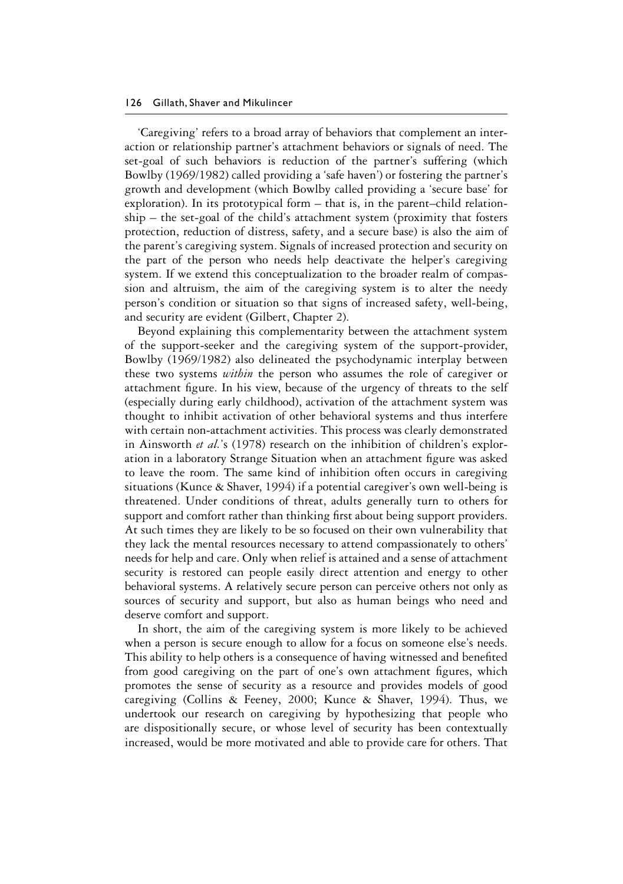'Caregiving' refers to a broad array of behaviors that complement an interaction or relationship partner's attachment behaviors or signals of need. The set-goal of such behaviors is reduction of the partner's suffering (which Bowlby (1969/1982) called providing a 'safe haven') or fostering the partner's growth and development (which Bowlby called providing a 'secure base' for exploration). In its prototypical form – that is, in the parent–child relationship – the set-goal of the child's attachment system (proximity that fosters protection, reduction of distress, safety, and a secure base) is also the aim of the parent's caregiving system. Signals of increased protection and security on the part of the person who needs help deactivate the helper's caregiving system. If we extend this conceptualization to the broader realm of compassion and altruism, the aim of the caregiving system is to alter the needy person's condition or situation so that signs of increased safety, well-being, and security are evident (Gilbert, Chapter 2).

Beyond explaining this complementarity between the attachment system of the support-seeker and the caregiving system of the support-provider, Bowlby (1969/1982) also delineated the psychodynamic interplay between these two systems *within* the person who assumes the role of caregiver or attachment figure. In his view, because of the urgency of threats to the self (especially during early childhood), activation of the attachment system was thought to inhibit activation of other behavioral systems and thus interfere with certain non-attachment activities. This process was clearly demonstrated in Ainsworth *et al.*'s (1978) research on the inhibition of children's exploration in a laboratory Strange Situation when an attachment figure was asked to leave the room. The same kind of inhibition often occurs in caregiving situations (Kunce & Shaver, 1994) if a potential caregiver's own well-being is threatened. Under conditions of threat, adults generally turn to others for support and comfort rather than thinking first about being support providers. At such times they are likely to be so focused on their own vulnerability that they lack the mental resources necessary to attend compassionately to others' needs for help and care. Only when relief is attained and a sense of attachment security is restored can people easily direct attention and energy to other behavioral systems. A relatively secure person can perceive others not only as sources of security and support, but also as human beings who need and deserve comfort and support.

In short, the aim of the caregiving system is more likely to be achieved when a person is secure enough to allow for a focus on someone else's needs. This ability to help others is a consequence of having witnessed and benefited from good caregiving on the part of one's own attachment figures, which promotes the sense of security as a resource and provides models of good caregiving (Collins & Feeney, 2000; Kunce & Shaver, 1994). Thus, we undertook our research on caregiving by hypothesizing that people who are dispositionally secure, or whose level of security has been contextually increased, would be more motivated and able to provide care for others. That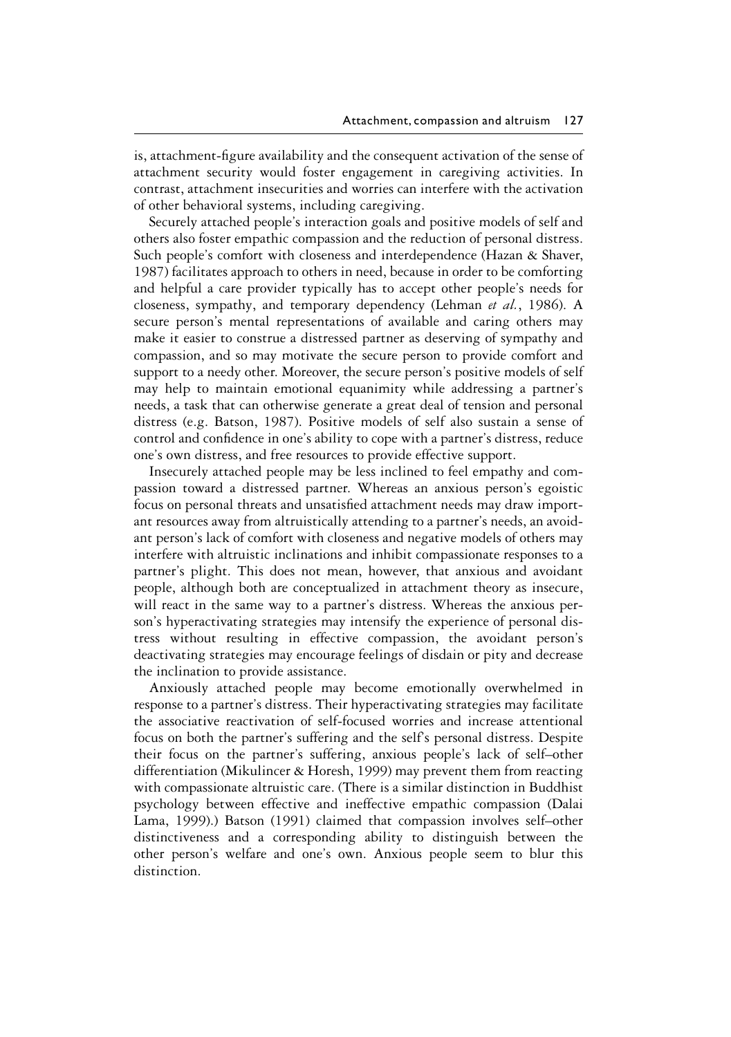is, attachment-figure availability and the consequent activation of the sense of attachment security would foster engagement in caregiving activities. In contrast, attachment insecurities and worries can interfere with the activation of other behavioral systems, including caregiving.

Securely attached people's interaction goals and positive models of self and others also foster empathic compassion and the reduction of personal distress. Such people's comfort with closeness and interdependence (Hazan & Shaver, 1987) facilitates approach to others in need, because in order to be comforting and helpful a care provider typically has to accept other people's needs for closeness, sympathy, and temporary dependency (Lehman *et al.*, 1986). A secure person's mental representations of available and caring others may make it easier to construe a distressed partner as deserving of sympathy and compassion, and so may motivate the secure person to provide comfort and support to a needy other. Moreover, the secure person's positive models of self may help to maintain emotional equanimity while addressing a partner's needs, a task that can otherwise generate a great deal of tension and personal distress (e.g. Batson, 1987). Positive models of self also sustain a sense of control and confidence in one's ability to cope with a partner's distress, reduce one's own distress, and free resources to provide effective support.

Insecurely attached people may be less inclined to feel empathy and compassion toward a distressed partner. Whereas an anxious person's egoistic focus on personal threats and unsatisfied attachment needs may draw important resources away from altruistically attending to a partner's needs, an avoidant person's lack of comfort with closeness and negative models of others may interfere with altruistic inclinations and inhibit compassionate responses to a partner's plight. This does not mean, however, that anxious and avoidant people, although both are conceptualized in attachment theory as insecure, will react in the same way to a partner's distress. Whereas the anxious person's hyperactivating strategies may intensify the experience of personal distress without resulting in effective compassion, the avoidant person's deactivating strategies may encourage feelings of disdain or pity and decrease the inclination to provide assistance.

Anxiously attached people may become emotionally overwhelmed in response to a partner's distress. Their hyperactivating strategies may facilitate the associative reactivation of self-focused worries and increase attentional focus on both the partner's suffering and the self's personal distress. Despite their focus on the partner's suffering, anxious people's lack of self–other differentiation (Mikulincer & Horesh, 1999) may prevent them from reacting with compassionate altruistic care. (There is a similar distinction in Buddhist psychology between effective and ineffective empathic compassion (Dalai Lama, 1999).) Batson (1991) claimed that compassion involves self–other distinctiveness and a corresponding ability to distinguish between the other person's welfare and one's own. Anxious people seem to blur this distinction.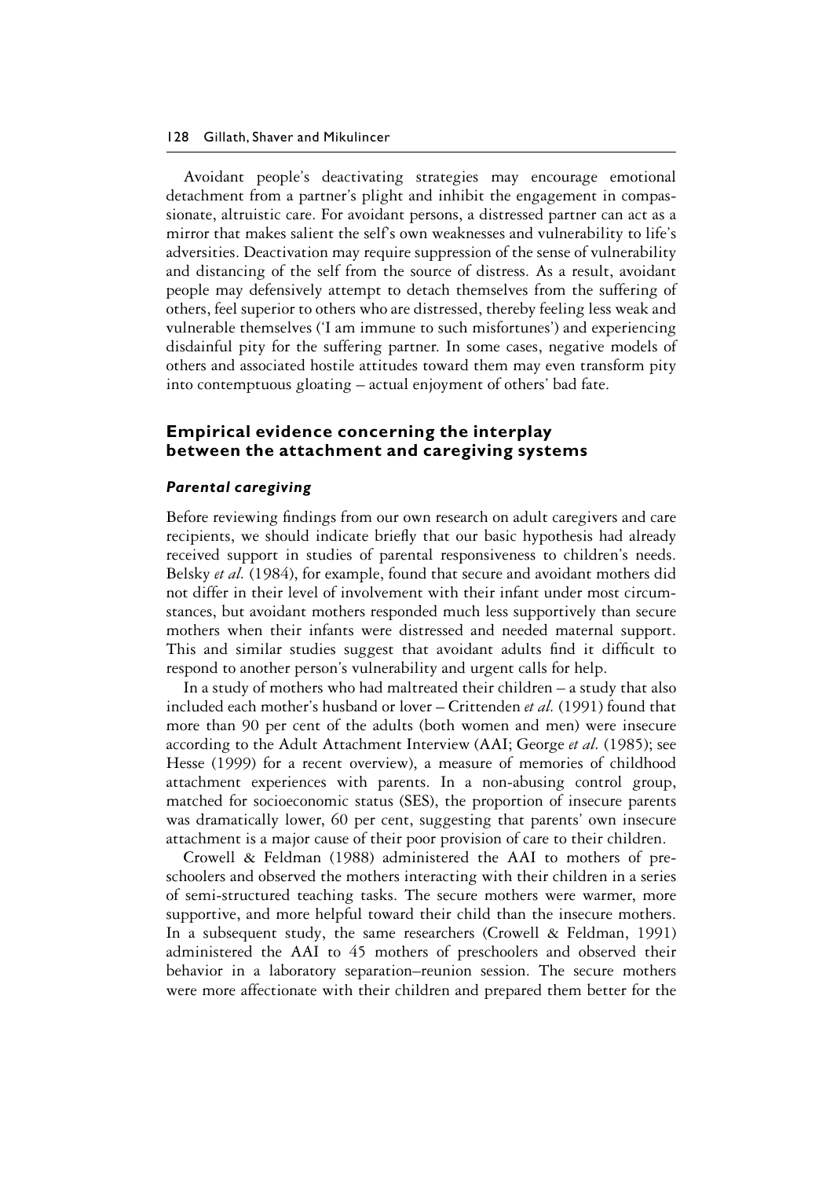Avoidant people's deactivating strategies may encourage emotional detachment from a partner's plight and inhibit the engagement in compassionate, altruistic care. For avoidant persons, a distressed partner can act as a mirror that makes salient the self's own weaknesses and vulnerability to life's adversities. Deactivation may require suppression of the sense of vulnerability and distancing of the self from the source of distress. As a result, avoidant people may defensively attempt to detach themselves from the suffering of others, feel superior to others who are distressed, thereby feeling less weak and vulnerable themselves ('I am immune to such misfortunes') and experiencing disdainful pity for the suffering partner. In some cases, negative models of others and associated hostile attitudes toward them may even transform pity into contemptuous gloating – actual enjoyment of others' bad fate.

## Empirical evidence concerning the interplay between the attachment and caregiving systems

### *Parental caregiving*

Before reviewing findings from our own research on adult caregivers and care recipients, we should indicate briefly that our basic hypothesis had already received support in studies of parental responsiveness to children's needs. Belsky *et al.* (1984), for example, found that secure and avoidant mothers did not differ in their level of involvement with their infant under most circumstances, but avoidant mothers responded much less supportively than secure mothers when their infants were distressed and needed maternal support. This and similar studies suggest that avoidant adults find it difficult to respond to another person's vulnerability and urgent calls for help.

In a study of mothers who had maltreated their children – a study that also included each mother's husband or lover – Crittenden *et al.* (1991) found that more than 90 per cent of the adults (both women and men) were insecure according to the Adult Attachment Interview (AAI; George *et al.* (1985); see Hesse (1999) for a recent overview), a measure of memories of childhood attachment experiences with parents. In a non-abusing control group, matched for socioeconomic status (SES), the proportion of insecure parents was dramatically lower, 60 per cent, suggesting that parents' own insecure attachment is a major cause of their poor provision of care to their children.

Crowell & Feldman (1988) administered the AAI to mothers of preschoolers and observed the mothers interacting with their children in a series of semi-structured teaching tasks. The secure mothers were warmer, more supportive, and more helpful toward their child than the insecure mothers. In a subsequent study, the same researchers (Crowell & Feldman, 1991) administered the AAI to 45 mothers of preschoolers and observed their behavior in a laboratory separation–reunion session. The secure mothers were more affectionate with their children and prepared them better for the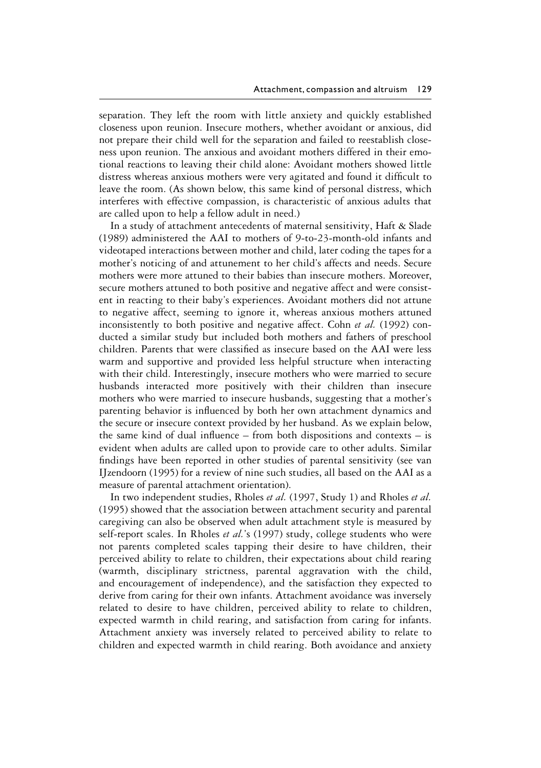separation. They left the room with little anxiety and quickly established closeness upon reunion. Insecure mothers, whether avoidant or anxious, did not prepare their child well for the separation and failed to reestablish closeness upon reunion. The anxious and avoidant mothers differed in their emotional reactions to leaving their child alone: Avoidant mothers showed little distress whereas anxious mothers were very agitated and found it difficult to leave the room. (As shown below, this same kind of personal distress, which interferes with effective compassion, is characteristic of anxious adults that are called upon to help a fellow adult in need.)

In a study of attachment antecedents of maternal sensitivity, Haft & Slade (1989) administered the AAI to mothers of 9-to-23-month-old infants and videotaped interactions between mother and child, later coding the tapes for a mother's noticing of and attunement to her child's affects and needs. Secure mothers were more attuned to their babies than insecure mothers. Moreover, secure mothers attuned to both positive and negative affect and were consistent in reacting to their baby's experiences. Avoidant mothers did not attune to negative affect, seeming to ignore it, whereas anxious mothers attuned inconsistently to both positive and negative affect. Cohn *et al.* (1992) conducted a similar study but included both mothers and fathers of preschool children. Parents that were classified as insecure based on the AAI were less warm and supportive and provided less helpful structure when interacting with their child. Interestingly, insecure mothers who were married to secure husbands interacted more positively with their children than insecure mothers who were married to insecure husbands, suggesting that a mother's parenting behavior is influenced by both her own attachment dynamics and the secure or insecure context provided by her husband. As we explain below, the same kind of dual influence – from both dispositions and contexts – is evident when adults are called upon to provide care to other adults. Similar findings have been reported in other studies of parental sensitivity (see van IJzendoorn (1995) for a review of nine such studies, all based on the AAI as a measure of parental attachment orientation).

In two independent studies, Rholes *et al.* (1997, Study 1) and Rholes *et al.* (1995) showed that the association between attachment security and parental caregiving can also be observed when adult attachment style is measured by self-report scales. In Rholes *et al.*'s (1997) study, college students who were not parents completed scales tapping their desire to have children, their perceived ability to relate to children, their expectations about child rearing (warmth, disciplinary strictness, parental aggravation with the child, and encouragement of independence), and the satisfaction they expected to derive from caring for their own infants. Attachment avoidance was inversely related to desire to have children, perceived ability to relate to children, expected warmth in child rearing, and satisfaction from caring for infants. Attachment anxiety was inversely related to perceived ability to relate to children and expected warmth in child rearing. Both avoidance and anxiety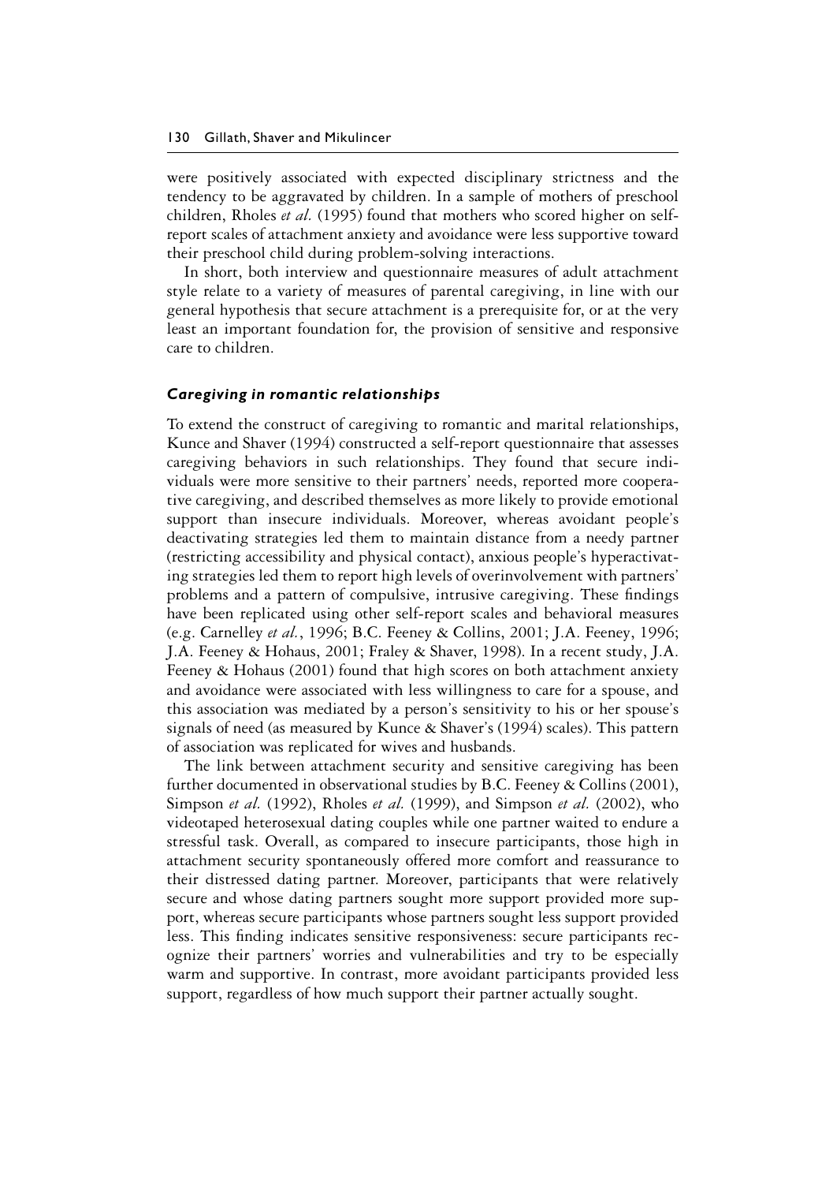were positively associated with expected disciplinary strictness and the tendency to be aggravated by children. In a sample of mothers of preschool children, Rholes *et al.* (1995) found that mothers who scored higher on self-report scales of attachment anxiety and avoidance were less supportive toward their preschool child during problem-solving interactions.

In short, both interview and questionnaire measures of adult attachment style relate to a variety of measures of parental caregiving, in line with our general hypothesis that secure attachment is a prerequisite for, or at the very least an important foundation for, the provision of sensitive and responsive care to children.

### *Caregiving in romantic relationships*

To extend the construct of caregiving to romantic and marital relationships, Kunce and Shaver (1994) constructed a self-report questionnaire that assesses caregiving behaviors in such relationships. They found that secure individuals were more sensitive to their partners' needs, reported more cooperative caregiving, and described themselves as more likely to provide emotional support than insecure individuals. Moreover, whereas avoidant people's deactivating strategies led them to maintain distance from a needy partner (restricting accessibility and physical contact), anxious people's hyperactivating strategies led them to report high levels of overinvolvement with partners' problems and a pattern of compulsive, intrusive caregiving. These findings have been replicated using other self-report scales and behavioral measures (e.g. Carnelley *et al.*, 1996; B.C. Feeney & Collins, 2001; J.A. Feeney, 1996; J.A. Feeney & Hohaus, 2001; Fraley & Shaver, 1998). In a recent study, J.A. Feeney & Hohaus (2001) found that high scores on both attachment anxiety and avoidance were associated with less willingness to care for a spouse, and this association was mediated by a person's sensitivity to his or her spouse's signals of need (as measured by Kunce & Shaver's (1994) scales). This pattern of association was replicated for wives and husbands.

The link between attachment security and sensitive caregiving has been further documented in observational studies by B.C. Feeney & Collins (2001), Simpson *et al.* (1992), Rholes *et al.* (1999), and Simpson *et al.* (2002), who videotaped heterosexual dating couples while one partner waited to endure a stressful task. Overall, as compared to insecure participants, those high in attachment security spontaneously offered more comfort and reassurance to their distressed dating partner. Moreover, participants that were relatively secure and whose dating partners sought more support provided more support, whereas secure participants whose partners sought less support provided less. This finding indicates sensitive responsiveness: secure participants recognize their partners' worries and vulnerabilities and try to be especially warm and supportive. In contrast, more avoidant participants provided less support, regardless of how much support their partner actually sought.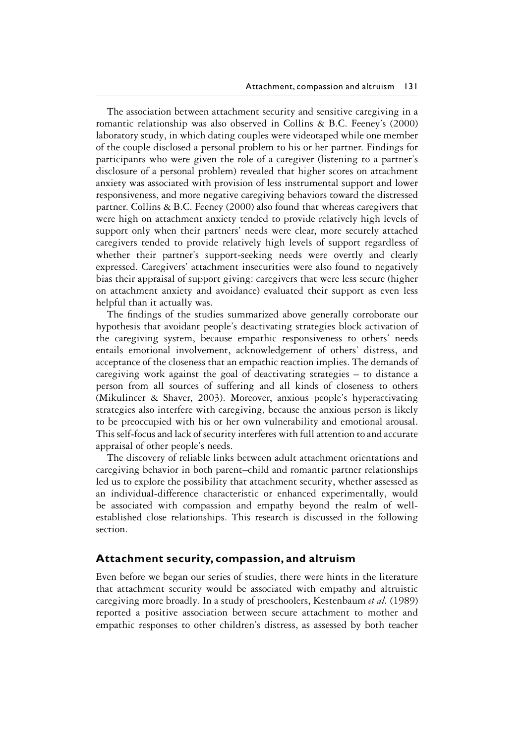The association between attachment security and sensitive caregiving in a romantic relationship was also observed in Collins & B.C. Feeney's (2000) laboratory study, in which dating couples were videotaped while one member of the couple disclosed a personal problem to his or her partner. Findings for participants who were given the role of a caregiver (listening to a partner's disclosure of a personal problem) revealed that higher scores on attachment anxiety was associated with provision of less instrumental support and lower responsiveness, and more negative caregiving behaviors toward the distressed partner. Collins & B.C. Feeney (2000) also found that whereas caregivers that were high on attachment anxiety tended to provide relatively high levels of support only when their partners' needs were clear, more securely attached caregivers tended to provide relatively high levels of support regardless of whether their partner's support-seeking needs were overtly and clearly expressed. Caregivers' attachment insecurities were also found to negatively bias their appraisal of support giving: caregivers that were less secure (higher on attachment anxiety and avoidance) evaluated their support as even less helpful than it actually was.

The findings of the studies summarized above generally corroborate our hypothesis that avoidant people's deactivating strategies block activation of the caregiving system, because empathic responsiveness to others' needs entails emotional involvement, acknowledgement of others' distress, and acceptance of the closeness that an empathic reaction implies. The demands of caregiving work against the goal of deactivating strategies – to distance a person from all sources of suffering and all kinds of closeness to others (Mikulincer & Shaver, 2003). Moreover, anxious people's hyperactivating strategies also interfere with caregiving, because the anxious person is likely to be preoccupied with his or her own vulnerability and emotional arousal. This self-focus and lack of security interferes with full attention to and accurate appraisal of other people's needs.

The discovery of reliable links between adult attachment orientations and caregiving behavior in both parent–child and romantic partner relationships led us to explore the possibility that attachment security, whether assessed as an individual-difference characteristic or enhanced experimentally, would be associated with compassion and empathy beyond the realm of well-established close relationships. This research is discussed in the following section.

## Attachment security, compassion, and altruism

Even before we began our series of studies, there were hints in the literature that attachment security would be associated with empathy and altruistic caregiving more broadly. In a study of preschoolers, Kestenbaum *et al.* (1989) reported a positive association between secure attachment to mother and empathic responses to other children's distress, as assessed by both teacher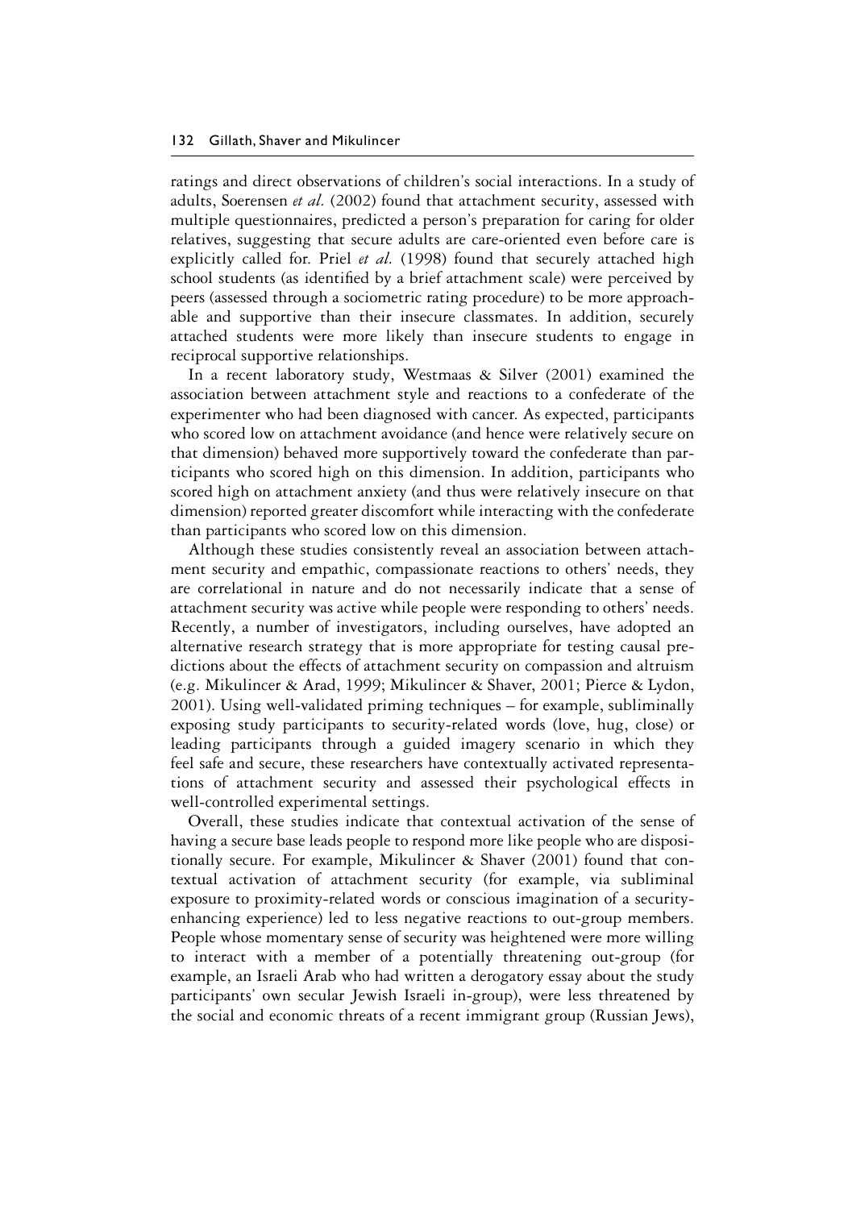ratings and direct observations of children's social interactions. In a study of adults, Soerensen *et al.* (2002) found that attachment security, assessed with multiple questionnaires, predicted a person's preparation for caring for older relatives, suggesting that secure adults are care-oriented even before care is explicitly called for. Priel *et al.* (1998) found that securely attached high school students (as identified by a brief attachment scale) were perceived by peers (assessed through a sociometric rating procedure) to be more approachable and supportive than their insecure classmates. In addition, securely attached students were more likely than insecure students to engage in reciprocal supportive relationships.

In a recent laboratory study, Westmaas & Silver (2001) examined the association between attachment style and reactions to a confederate of the experimenter who had been diagnosed with cancer. As expected, participants who scored low on attachment avoidance (and hence were relatively secure on that dimension) behaved more supportively toward the confederate than participants who scored high on this dimension. In addition, participants who scored high on attachment anxiety (and thus were relatively insecure on that dimension) reported greater discomfort while interacting with the confederate than participants who scored low on this dimension.

Although these studies consistently reveal an association between attachment security and empathic, compassionate reactions to others' needs, they are correlational in nature and do not necessarily indicate that a sense of attachment security was active while people were responding to others' needs. Recently, a number of investigators, including ourselves, have adopted an alternative research strategy that is more appropriate for testing causal predictions about the effects of attachment security on compassion and altruism (e.g. Mikulincer & Arad, 1999; Mikulincer & Shaver, 2001; Pierce & Lydon, 2001). Using well-validated priming techniques – for example, subliminally exposing study participants to security-related words (love, hug, close) or leading participants through a guided imagery scenario in which they feel safe and secure, these researchers have contextually activated representations of attachment security and assessed their psychological effects in well-controlled experimental settings.

Overall, these studies indicate that contextual activation of the sense of having a secure base leads people to respond more like people who are dispositionally secure. For example, Mikulincer & Shaver (2001) found that contextual activation of attachment security (for example, via subliminal exposure to proximity-related words or conscious imagination of a security-enhancing experience) led to less negative reactions to out-group members. People whose momentary sense of security was heightened were more willing to interact with a member of a potentially threatening out-group (for example, an Israeli Arab who had written a derogatory essay about the study participants' own secular Jewish Israeli in-group), were less threatened by the social and economic threats of a recent immigrant group (Russian Jews),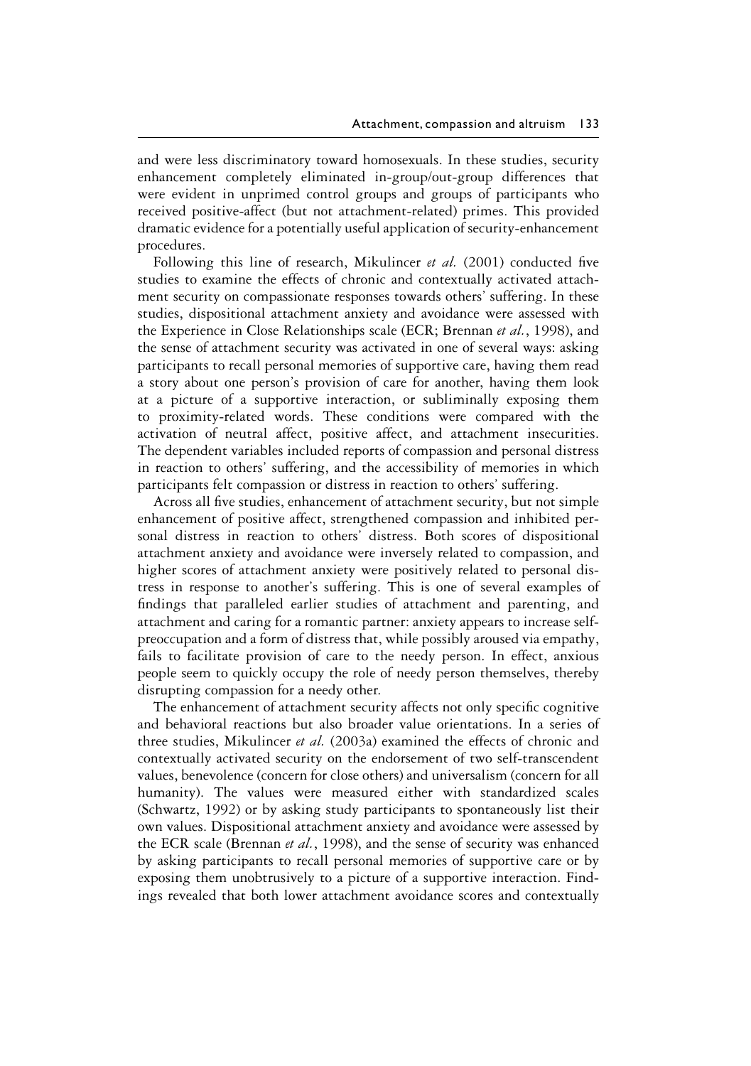and were less discriminatory toward homosexuals. In these studies, security enhancement completely eliminated in-group/out-group differences that were evident in unprimed control groups and groups of participants who received positive-affect (but not attachment-related) primes. This provided dramatic evidence for a potentially useful application of security-enhancement procedures.

Following this line of research, Mikulincer *et al.* (2001) conducted five studies to examine the effects of chronic and contextually activated attachment security on compassionate responses towards others' suffering. In these studies, dispositional attachment anxiety and avoidance were assessed with the Experience in Close Relationships scale (ECR; Brennan *et al.*, 1998), and the sense of attachment security was activated in one of several ways: asking participants to recall personal memories of supportive care, having them read a story about one person's provision of care for another, having them look at a picture of a supportive interaction, or subliminally exposing them to proximity-related words. These conditions were compared with the activation of neutral affect, positive affect, and attachment insecurities. The dependent variables included reports of compassion and personal distress in reaction to others' suffering, and the accessibility of memories in which participants felt compassion or distress in reaction to others' suffering.

Across all five studies, enhancement of attachment security, but not simple enhancement of positive affect, strengthened compassion and inhibited personal distress in reaction to others' distress. Both scores of dispositional attachment anxiety and avoidance were inversely related to compassion, and higher scores of attachment anxiety were positively related to personal distress in response to another's suffering. This is one of several examples of findings that paralleled earlier studies of attachment and parenting, and attachment and caring for a romantic partner: anxiety appears to increase self-preoccupation and a form of distress that, while possibly aroused via empathy, fails to facilitate provision of care to the needy person. In effect, anxious people seem to quickly occupy the role of needy person themselves, thereby disrupting compassion for a needy other.

The enhancement of attachment security affects not only specific cognitive and behavioral reactions but also broader value orientations. In a series of three studies, Mikulincer *et al.* (2003a) examined the effects of chronic and contextually activated security on the endorsement of two self-transcendent values, benevolence (concern for close others) and universalism (concern for all humanity). The values were measured either with standardized scales (Schwartz, 1992) or by asking study participants to spontaneously list their own values. Dispositional attachment anxiety and avoidance were assessed by the ECR scale (Brennan *et al.*, 1998), and the sense of security was enhanced by asking participants to recall personal memories of supportive care or by exposing them unobtrusively to a picture of a supportive interaction. Findings revealed that both lower attachment avoidance scores and contextually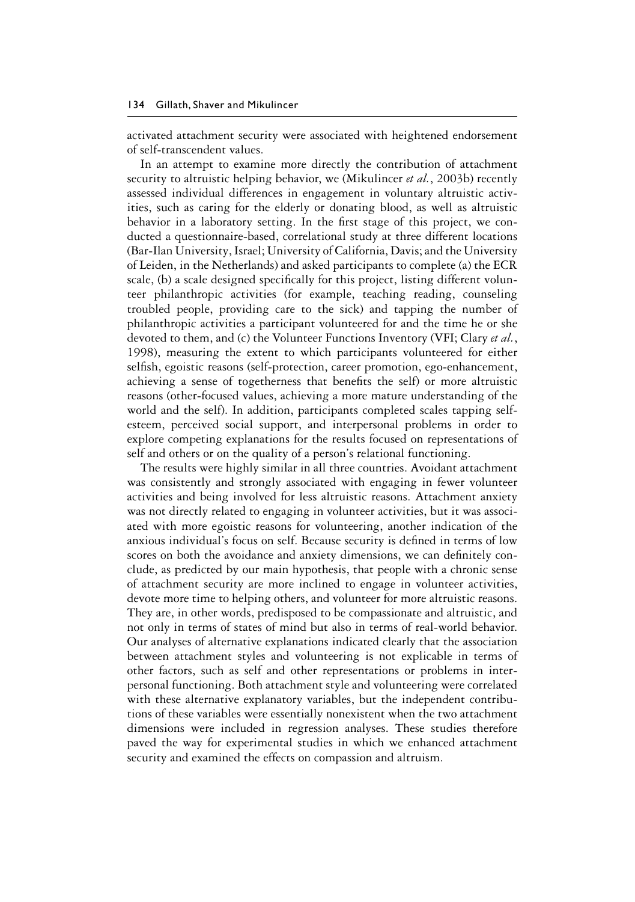activated attachment security were associated with heightened endorsement of self-transcendent values.

In an attempt to examine more directly the contribution of attachment security to altruistic helping behavior, we (Mikulincer *et al.*, 2003b) recently assessed individual differences in engagement in voluntary altruistic activities, such as caring for the elderly or donating blood, as well as altruistic behavior in a laboratory setting. In the first stage of this project, we conducted a questionnaire-based, correlational study at three different locations (Bar-Ilan University, Israel; University of California, Davis; and the University of Leiden, in the Netherlands) and asked participants to complete (a) the ECR scale, (b) a scale designed specifically for this project, listing different volunteer philanthropic activities (for example, teaching reading, counseling troubled people, providing care to the sick) and tapping the number of philanthropic activities a participant volunteered for and the time he or she devoted to them, and (c) the Volunteer Functions Inventory (VFI; Clary *et al.*, 1998), measuring the extent to which participants volunteered for either selfish, egoistic reasons (self-protection, career promotion, ego-enhancement, achieving a sense of togetherness that benefits the self) or more altruistic reasons (other-focused values, achieving a more mature understanding of the world and the self). In addition, participants completed scales tapping self-esteem, perceived social support, and interpersonal problems in order to explore competing explanations for the results focused on representations of self and others or on the quality of a person's relational functioning.

The results were highly similar in all three countries. Avoidant attachment was consistently and strongly associated with engaging in fewer volunteer activities and being involved for less altruistic reasons. Attachment anxiety was not directly related to engaging in volunteer activities, but it was associated with more egoistic reasons for volunteering, another indication of the anxious individual's focus on self. Because security is defined in terms of low scores on both the avoidance and anxiety dimensions, we can definitely conclude, as predicted by our main hypothesis, that people with a chronic sense of attachment security are more inclined to engage in volunteer activities, devote more time to helping others, and volunteer for more altruistic reasons. They are, in other words, predisposed to be compassionate and altruistic, and not only in terms of states of mind but also in terms of real-world behavior. Our analyses of alternative explanations indicated clearly that the association between attachment styles and volunteering is not explicable in terms of other factors, such as self and other representations or problems in interpersonal functioning. Both attachment style and volunteering were correlated with these alternative explanatory variables, but the independent contributions of these variables were essentially nonexistent when the two attachment dimensions were included in regression analyses. These studies therefore paved the way for experimental studies in which we enhanced attachment security and examined the effects on compassion and altruism.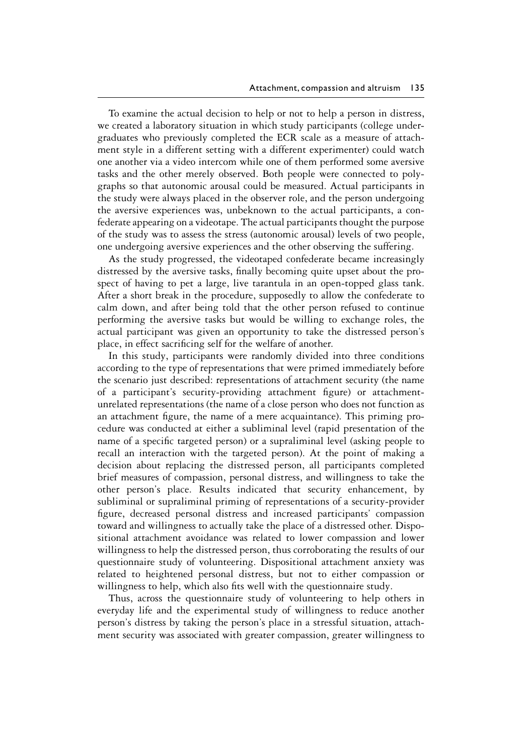To examine the actual decision to help or not to help a person in distress, we created a laboratory situation in which study participants (college undergraduates who previously completed the ECR scale as a measure of attachment style in a different setting with a different experimenter) could watch one another via a video intercom while one of them performed some aversive tasks and the other merely observed. Both people were connected to polygraphs so that autonomic arousal could be measured. Actual participants in the study were always placed in the observer role, and the person undergoing the aversive experiences was, unbeknown to the actual participants, a confederate appearing on a videotape. The actual participants thought the purpose of the study was to assess the stress (autonomic arousal) levels of two people, one undergoing aversive experiences and the other observing the suffering.

As the study progressed, the videotaped confederate became increasingly distressed by the aversive tasks, finally becoming quite upset about the prospect of having to pet a large, live tarantula in an open-topped glass tank. After a short break in the procedure, supposedly to allow the confederate to calm down, and after being told that the other person refused to continue performing the aversive tasks but would be willing to exchange roles, the actual participant was given an opportunity to take the distressed person's place, in effect sacrificing self for the welfare of another.

In this study, participants were randomly divided into three conditions according to the type of representations that were primed immediately before the scenario just described: representations of attachment security (the name of a participant's security-providing attachment figure) or attachment-unrelated representations (the name of a close person who does not function as an attachment figure, the name of a mere acquaintance). This priming procedure was conducted at either a subliminal level (rapid presentation of the name of a specific targeted person) or a supraliminal level (asking people to recall an interaction with the targeted person). At the point of making a decision about replacing the distressed person, all participants completed brief measures of compassion, personal distress, and willingness to take the other person's place. Results indicated that security enhancement, by subliminal or supraliminal priming of representations of a security-provider figure, decreased personal distress and increased participants' compassion toward and willingness to actually take the place of a distressed other. Dispositional attachment avoidance was related to lower compassion and lower willingness to help the distressed person, thus corroborating the results of our questionnaire study of volunteering. Dispositional attachment anxiety was related to heightened personal distress, but not to either compassion or willingness to help, which also fits well with the questionnaire study.

Thus, across the questionnaire study of volunteering to help others in everyday life and the experimental study of willingness to reduce another person's distress by taking the person's place in a stressful situation, attachment security was associated with greater compassion, greater willingness to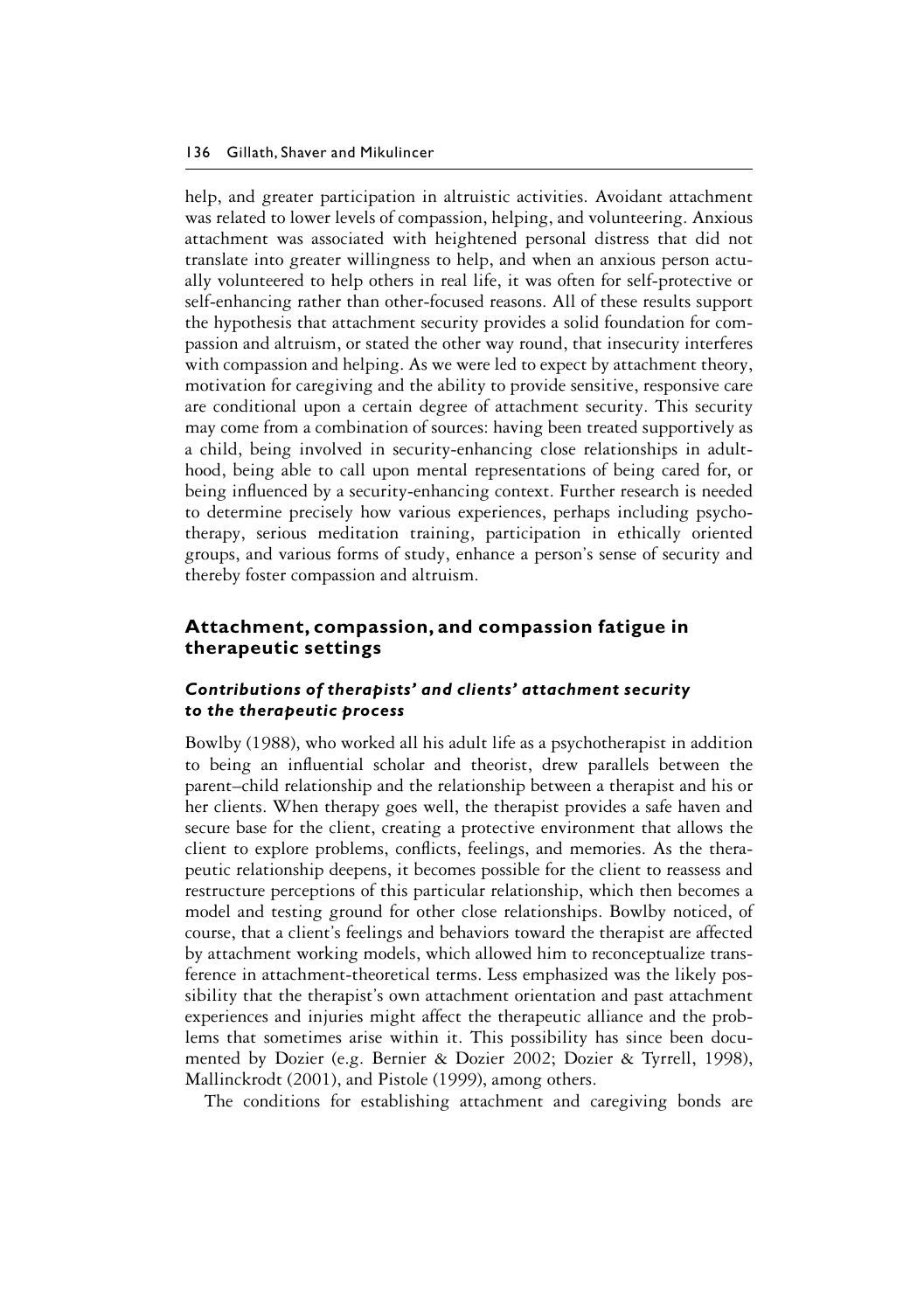help, and greater participation in altruistic activities. Avoidant attachment was related to lower levels of compassion, helping, and volunteering. Anxious attachment was associated with heightened personal distress that did not translate into greater willingness to help, and when an anxious person actually volunteered to help others in real life, it was often for self-protective or self-enhancing rather than other-focused reasons. All of these results support the hypothesis that attachment security provides a solid foundation for compassion and altruism, or stated the other way round, that insecurity interferes with compassion and helping. As we were led to expect by attachment theory, motivation for caregiving and the ability to provide sensitive, responsive care are conditional upon a certain degree of attachment security. This security may come from a combination of sources: having been treated supportively as a child, being involved in security-enhancing close relationships in adulthood, being able to call upon mental representations of being cared for, or being influenced by a security-enhancing context. Further research is needed to determine precisely how various experiences, perhaps including psychotherapy, serious meditation training, participation in ethically oriented groups, and various forms of study, enhance a person's sense of security and thereby foster compassion and altruism.

## Attachment, compassion, and compassion fatigue in therapeutic settings

### *Contributions of therapists' and clients' attachment security to the therapeutic process*

Bowlby (1988), who worked all his adult life as a psychotherapist in addition to being an influential scholar and theorist, drew parallels between the parent–child relationship and the relationship between a therapist and his or her clients. When therapy goes well, the therapist provides a safe haven and secure base for the client, creating a protective environment that allows the client to explore problems, conflicts, feelings, and memories. As the therapeutic relationship deepens, it becomes possible for the client to reassess and restructure perceptions of this particular relationship, which then becomes a model and testing ground for other close relationships. Bowlby noticed, of course, that a client's feelings and behaviors toward the therapist are affected by attachment working models, which allowed him to reconceptualize transference in attachment-theoretical terms. Less emphasized was the likely possibility that the therapist's own attachment orientation and past attachment experiences and injuries might affect the therapeutic alliance and the problems that sometimes arise within it. This possibility has since been documented by Dozier (e.g. Bernier & Dozier 2002; Dozier & Tyrrell, 1998), Mallinckrodt (2001), and Pistole (1999), among others.

The conditions for establishing attachment and caregiving bonds are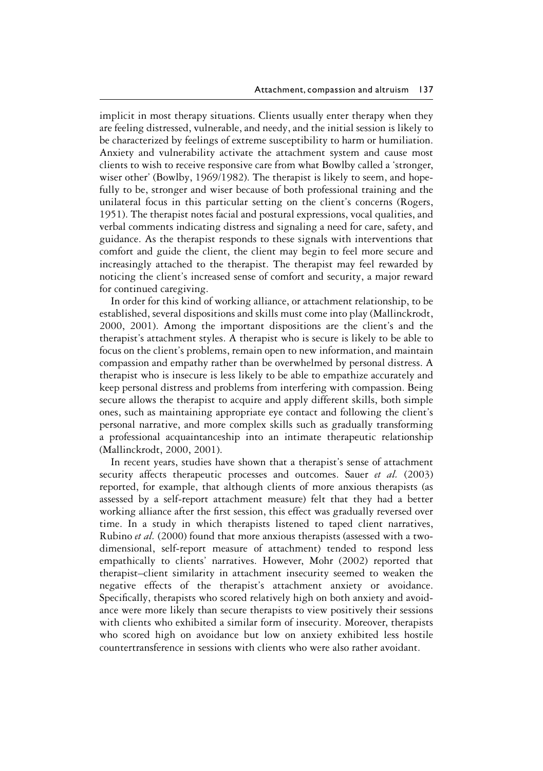implicit in most therapy situations. Clients usually enter therapy when they are feeling distressed, vulnerable, and needy, and the initial session is likely to be characterized by feelings of extreme susceptibility to harm or humiliation. Anxiety and vulnerability activate the attachment system and cause most clients to wish to receive responsive care from what Bowlby called a 'stronger, wiser other' (Bowlby, 1969/1982). The therapist is likely to seem, and hopefully to be, stronger and wiser because of both professional training and the unilateral focus in this particular setting on the client's concerns (Rogers, 1951). The therapist notes facial and postural expressions, vocal qualities, and verbal comments indicating distress and signaling a need for care, safety, and guidance. As the therapist responds to these signals with interventions that comfort and guide the client, the client may begin to feel more secure and increasingly attached to the therapist. The therapist may feel rewarded by noticing the client's increased sense of comfort and security, a major reward for continued caregiving.

In order for this kind of working alliance, or attachment relationship, to be established, several dispositions and skills must come into play (Mallinckrodt, 2000, 2001). Among the important dispositions are the client's and the therapist's attachment styles. A therapist who is secure is likely to be able to focus on the client's problems, remain open to new information, and maintain compassion and empathy rather than be overwhelmed by personal distress. A therapist who is insecure is less likely to be able to empathize accurately and keep personal distress and problems from interfering with compassion. Being secure allows the therapist to acquire and apply different skills, both simple ones, such as maintaining appropriate eye contact and following the client's personal narrative, and more complex skills such as gradually transforming a professional acquaintanceship into an intimate therapeutic relationship (Mallinckrodt, 2000, 2001).

In recent years, studies have shown that a therapist's sense of attachment security affects therapeutic processes and outcomes. Sauer *et al.* (2003) reported, for example, that although clients of more anxious therapists (as assessed by a self-report attachment measure) felt that they had a better working alliance after the first session, this effect was gradually reversed over time. In a study in which therapists listened to taped client narratives, Rubino *et al.* (2000) found that more anxious therapists (assessed with a two-dimensional, self-report measure of attachment) tended to respond less empathically to clients' narratives. However, Mohr (2002) reported that therapist–client similarity in attachment insecurity seemed to weaken the negative effects of the therapist's attachment anxiety or avoidance. Specifically, therapists who scored relatively high on both anxiety and avoidance were more likely than secure therapists to view positively their sessions with clients who exhibited a similar form of insecurity. Moreover, therapists who scored high on avoidance but low on anxiety exhibited less hostile countertransference in sessions with clients who were also rather avoidant.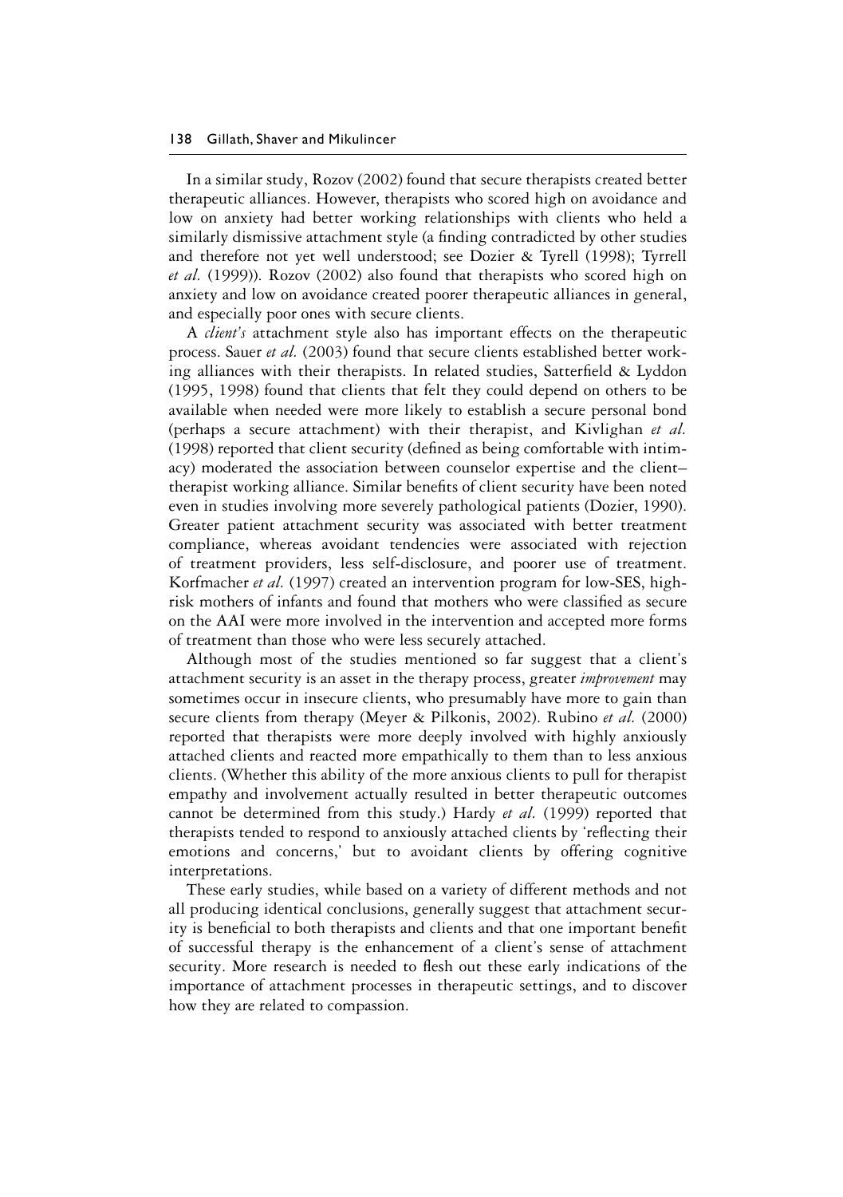In a similar study, Rozov (2002) found that secure therapists created better therapeutic alliances. However, therapists who scored high on avoidance and low on anxiety had better working relationships with clients who held a similarly dismissive attachment style (a finding contradicted by other studies and therefore not yet well understood; see Dozier & Tyrell (1998); Tyrrell *et al.* (1999)). Rozov (2002) also found that therapists who scored high on anxiety and low on avoidance created poorer therapeutic alliances in general, and especially poor ones with secure clients.

A *client's* attachment style also has important effects on the therapeutic process. Sauer *et al.* (2003) found that secure clients established better working alliances with their therapists. In related studies, Satterfield & Lyddon (1995, 1998) found that clients that felt they could depend on others to be available when needed were more likely to establish a secure personal bond (perhaps a secure attachment) with their therapist, and Kivlighan *et al.* (1998) reported that client security (defined as being comfortable with intimacy) moderated the association between counselor expertise and the client–therapist working alliance. Similar benefits of client security have been noted even in studies involving more severely pathological patients (Dozier, 1990). Greater patient attachment security was associated with better treatment compliance, whereas avoidant tendencies were associated with rejection of treatment providers, less self-disclosure, and poorer use of treatment. Korfmacher *et al.* (1997) created an intervention program for low-SES, high-risk mothers of infants and found that mothers who were classified as secure on the AAI were more involved in the intervention and accepted more forms of treatment than those who were less securely attached.

Although most of the studies mentioned so far suggest that a client's attachment security is an asset in the therapy process, greater *improvement* may sometimes occur in insecure clients, who presumably have more to gain than secure clients from therapy (Meyer & Pilkonis, 2002). Rubino *et al.* (2000) reported that therapists were more deeply involved with highly anxiously attached clients and reacted more empathically to them than to less anxious clients. (Whether this ability of the more anxious clients to pull for therapist empathy and involvement actually resulted in better therapeutic outcomes cannot be determined from this study.) Hardy *et al.* (1999) reported that therapists tended to respond to anxiously attached clients by 'reflecting their emotions and concerns,' but to avoidant clients by offering cognitive interpretations.

These early studies, while based on a variety of different methods and not all producing identical conclusions, generally suggest that attachment security is beneficial to both therapists and clients and that one important benefit of successful therapy is the enhancement of a client's sense of attachment security. More research is needed to flesh out these early indications of the importance of attachment processes in therapeutic settings, and to discover how they are related to compassion.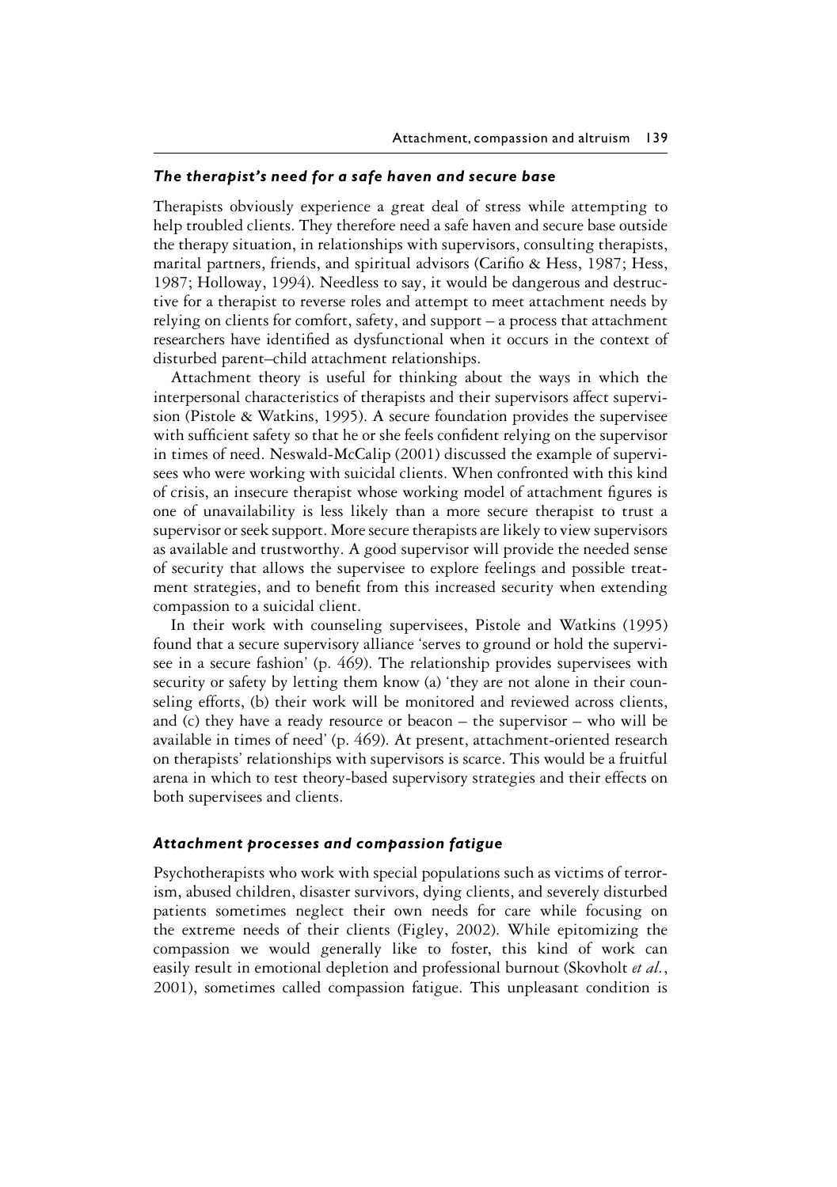### *The therapist's need for a safe haven and secure base*

Therapists obviously experience a great deal of stress while attempting to help troubled clients. They therefore need a safe haven and secure base outside the therapy situation, in relationships with supervisors, consulting therapists, marital partners, friends, and spiritual advisors (Carifio & Hess, 1987; Hess, 1987; Holloway, 1994). Needless to say, it would be dangerous and destructive for a therapist to reverse roles and attempt to meet attachment needs by relying on clients for comfort, safety, and support – a process that attachment researchers have identified as dysfunctional when it occurs in the context of disturbed parent–child attachment relationships.

Attachment theory is useful for thinking about the ways in which the interpersonal characteristics of therapists and their supervisors affect supervision (Pistole & Watkins, 1995). A secure foundation provides the supervisee with sufficient safety so that he or she feels confident relying on the supervisor in times of need. Neswald-McCalip (2001) discussed the example of supervisees who were working with suicidal clients. When confronted with this kind of crisis, an insecure therapist whose working model of attachment figures is one of unavailability is less likely than a more secure therapist to trust a supervisor or seek support. More secure therapists are likely to view supervisors as available and trustworthy. A good supervisor will provide the needed sense of security that allows the supervisee to explore feelings and possible treatment strategies, and to benefit from this increased security when extending compassion to a suicidal client.

In their work with counseling supervisees, Pistole and Watkins (1995) found that a secure supervisory alliance 'serves to ground or hold the supervisee in a secure fashion' (p. 469). The relationship provides supervisees with security or safety by letting them know (a) 'they are not alone in their counseling efforts, (b) their work will be monitored and reviewed across clients, and (c) they have a ready resource or beacon – the supervisor – who will be available in times of need' (p. 469). At present, attachment-oriented research on therapists' relationships with supervisors is scarce. This would be a fruitful arena in which to test theory-based supervisory strategies and their effects on both supervisees and clients.

### *Attachment processes and compassion fatigue*

Psychotherapists who work with special populations such as victims of terrorism, abused children, disaster survivors, dying clients, and severely disturbed patients sometimes neglect their own needs for care while focusing on the extreme needs of their clients (Figley, 2002). While epitomizing the compassion we would generally like to foster, this kind of work can easily result in emotional depletion and professional burnout (Skovholt *et al.*, 2001), sometimes called compassion fatigue. This unpleasant condition is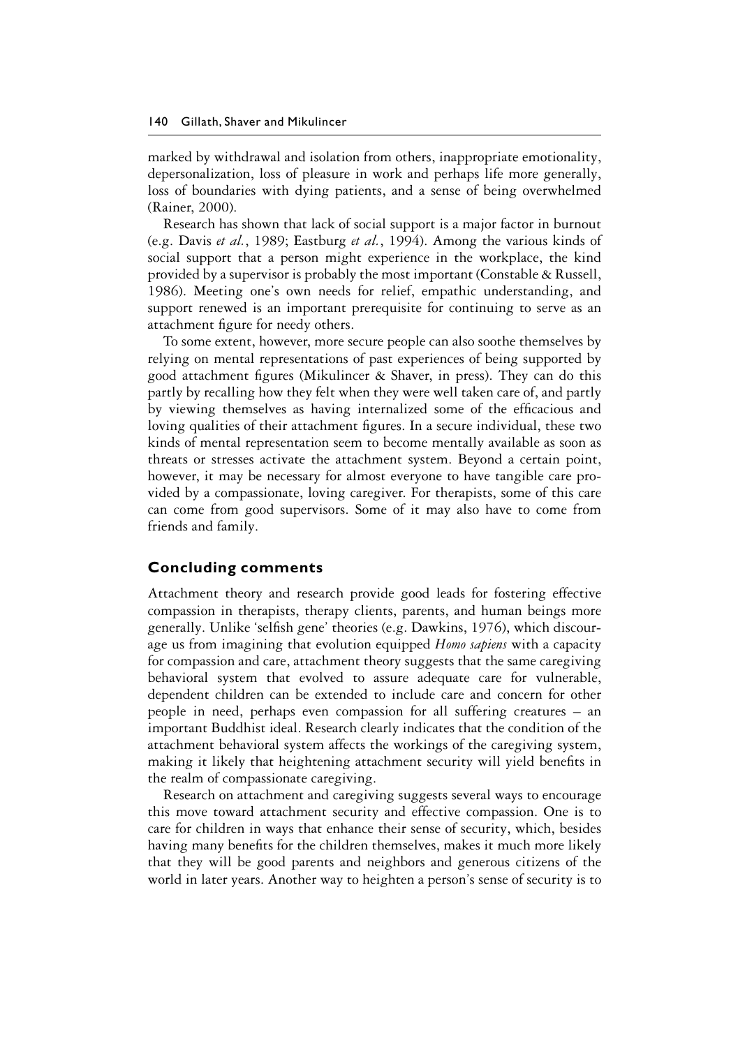marked by withdrawal and isolation from others, inappropriate emotionality, depersonalization, loss of pleasure in work and perhaps life more generally, loss of boundaries with dying patients, and a sense of being overwhelmed (Rainer, 2000).

Research has shown that lack of social support is a major factor in burnout (e.g. Davis *et al.*, 1989; Eastburg *et al.*, 1994). Among the various kinds of social support that a person might experience in the workplace, the kind provided by a supervisor is probably the most important (Constable & Russell, 1986). Meeting one's own needs for relief, empathic understanding, and support renewed is an important prerequisite for continuing to serve as an attachment figure for needy others.

To some extent, however, more secure people can also soothe themselves by relying on mental representations of past experiences of being supported by good attachment figures (Mikulincer & Shaver, in press). They can do this partly by recalling how they felt when they were well taken care of, and partly by viewing themselves as having internalized some of the efficacious and loving qualities of their attachment figures. In a secure individual, these two kinds of mental representation seem to become mentally available as soon as threats or stresses activate the attachment system. Beyond a certain point, however, it may be necessary for almost everyone to have tangible care provided by a compassionate, loving caregiver. For therapists, some of this care can come from good supervisors. Some of it may also have to come from friends and family.

## Concluding comments

Attachment theory and research provide good leads for fostering effective compassion in therapists, therapy clients, parents, and human beings more generally. Unlike 'selfish gene' theories (e.g. Dawkins, 1976), which discourage us from imagining that evolution equipped *Homo sapiens* with a capacity for compassion and care, attachment theory suggests that the same caregiving behavioral system that evolved to assure adequate care for vulnerable, dependent children can be extended to include care and concern for other people in need, perhaps even compassion for all suffering creatures – an important Buddhist ideal. Research clearly indicates that the condition of the attachment behavioral system affects the workings of the caregiving system, making it likely that heightening attachment security will yield benefits in the realm of compassionate caregiving.

Research on attachment and caregiving suggests several ways to encourage this move toward attachment security and effective compassion. One is to care for children in ways that enhance their sense of security, which, besides having many benefits for the children themselves, makes it much more likely that they will be good parents and neighbors and generous citizens of the world in later years. Another way to heighten a person's sense of security is to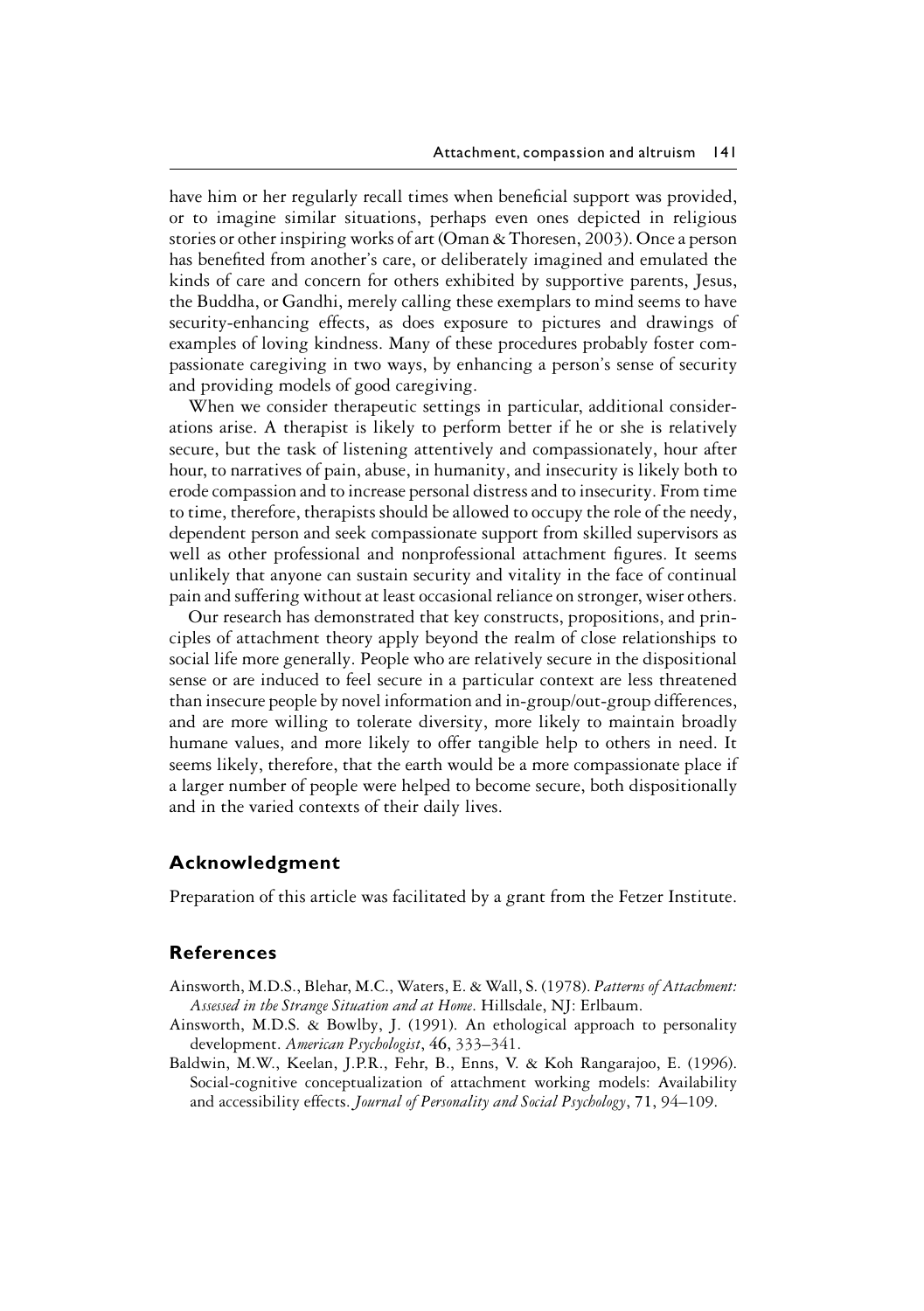have him or her regularly recall times when beneficial support was provided, or to imagine similar situations, perhaps even ones depicted in religious stories or other inspiring works of art (Oman & Thoresen, 2003). Once a person has benefited from another's care, or deliberately imagined and emulated the kinds of care and concern for others exhibited by supportive parents, Jesus, the Buddha, or Gandhi, merely calling these exemplars to mind seems to have security-enhancing effects, as does exposure to pictures and drawings of examples of loving kindness. Many of these procedures probably foster compassionate caregiving in two ways, by enhancing a person's sense of security and providing models of good caregiving.

When we consider therapeutic settings in particular, additional considerations arise. A therapist is likely to perform better if he or she is relatively secure, but the task of listening attentively and compassionately, hour after hour, to narratives of pain, abuse, in humanity, and insecurity is likely both to erode compassion and to increase personal distress and to insecurity. From time to time, therefore, therapists should be allowed to occupy the role of the needy, dependent person and seek compassionate support from skilled supervisors as well as other professional and nonprofessional attachment figures. It seems unlikely that anyone can sustain security and vitality in the face of continual pain and suffering without at least occasional reliance on stronger, wiser others.

Our research has demonstrated that key constructs, propositions, and principles of attachment theory apply beyond the realm of close relationships to social life more generally. People who are relatively secure in the dispositional sense or are induced to feel secure in a particular context are less threatened than insecure people by novel information and in-group/out-group differences, and are more willing to tolerate diversity, more likely to maintain broadly humane values, and more likely to offer tangible help to others in need. It seems likely, therefore, that the earth would be a more compassionate place if a larger number of people were helped to become secure, both dispositionally and in the varied contexts of their daily lives.

## Acknowledgment

Preparation of this article was facilitated by a grant from the Fetzer Institute.

## References

Ainsworth, M.D.S., Blehar, M.C., Waters, E. & Wall, S. (1978). *Patterns of Attachment: Assessed in the Strange Situation and at Home*. Hillsdale, NJ: Erlbaum.

Ainsworth, M.D.S. & Bowlby, J. (1991). An ethological approach to personality development. *American Psychologist*, 46, 333–341.

Baldwin, M.W., Keelan, J.P.R., Fehr, B., Enns, V. & Koh Rangarajoo, E. (1996). Social-cognitive conceptualization of attachment working models: Availability and accessibility effects. *Journal of Personality and Social Psychology*, 71, 94–109.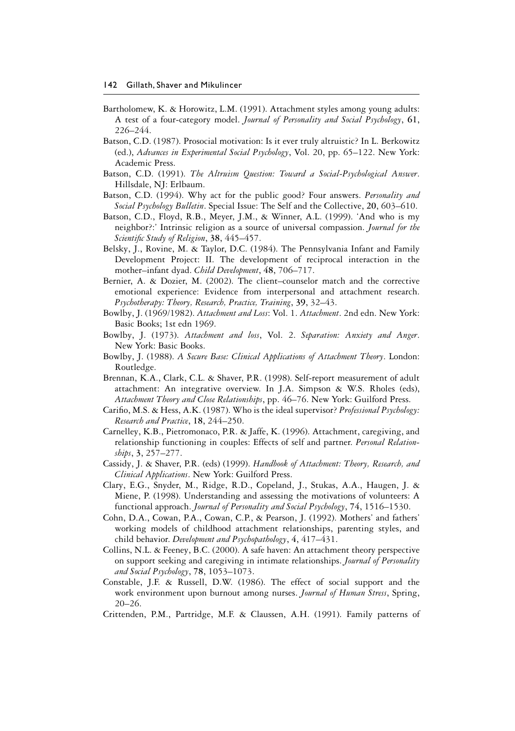Bartholomew, K. & Horowitz, L.M. (1991). Attachment styles among young adults: A test of a four-category model. *Journal of Personality and Social Psychology*, **61**, 226–244.

Batson, C.D. (1987). Prosocial motivation: Is it ever truly altruistic? In L. Berkowitz (ed.), *Advances in Experimental Social Psychology*, Vol. 20, pp. 65–122. New York: Academic Press.

Batson, C.D. (1991). *The Altruism Question: Toward a Social-Psychological Answer*. Hillsdale, NJ: Erlbaum.

Batson, C.D. (1994). Why act for the public good? Four answers. *Personality and Social Psychology Bulletin*. Special Issue: The Self and the Collective, **20**, 603–610.

Batson, C.D., Floyd, R.B., Meyer, J.M., & Winner, A.L. (1999). 'And who is my neighbor?:' Intrinsic religion as a source of universal compassion. *Journal for the Scientific Study of Religion*, **38**, 445–457.

Belsky, J., Rovine, M. & Taylor, D.C. (1984). The Pennsylvania Infant and Family Development Project: II. The development of reciprocal interaction in the mother–infant dyad. *Child Development*, **48**, 706–717.

Bernier, A. & Dozier, M. (2002). The client–counselor match and the corrective emotional experience: Evidence from interpersonal and attachment research. *Psychotherapy: Theory, Research, Practice, Training*, **39**, 32–43.

Bowlby, J. (1969/1982). *Attachment and Loss*: Vol. 1. *Attachment*. 2nd edn. New York: Basic Books; 1st edn 1969.

Bowlby, J. (1973). *Attachment and loss*, Vol. 2. *Separation: Anxiety and Anger*. New York: Basic Books.

Bowlby, J. (1988). *A Secure Base: Clinical Applications of Attachment Theory*. London: Routledge.

Brennan, K.A., Clark, C.L. & Shaver, P.R. (1998). Self-report measurement of adult attachment: An integrative overview. In J.A. Simpson & W.S. Rholes (eds), *Attachment Theory and Close Relationships*, pp. 46–76. New York: Guilford Press.

Carifio, M.S. & Hess, A.K. (1987). Who is the ideal supervisor? *Professional Psychology: Research and Practice*, **18**, 244–250.

Carnelley, K.B., Pietromonaco, P.R. & Jaffe, K. (1996). Attachment, caregiving, and relationship functioning in couples: Effects of self and partner. *Personal Relationships*, **3**, 257–277.

Cassidy, J. & Shaver, P.R. (eds) (1999). *Handbook of Attachment: Theory, Research, and Clinical Applications*. New York: Guilford Press.

Clary, E.G., Snyder, M., Ridge, R.D., Copeland, J., Stukas, A.A., Haugen, J. & Miene, P. (1998). Understanding and assessing the motivations of volunteers: A functional approach. *Journal of Personality and Social Psychology*, **74**, 1516–1530.

Cohn, D.A., Cowan, P.A., Cowan, C.P., & Pearson, J. (1992). Mothers' and fathers' working models of childhood attachment relationships, parenting styles, and child behavior. *Development and Psychopathology*, **4**, 417–431.

Collins, N.L. & Feeney, B.C. (2000). A safe haven: An attachment theory perspective on support seeking and caregiving in intimate relationships. *Journal of Personality and Social Psychology*, **78**, 1053–1073.

Constable, J.F. & Russell, D.W. (1986). The effect of social support and the work environment upon burnout among nurses. *Journal of Human Stress*, Spring, 20–26.

Crittenden, P.M., Partridge, M.F. & Claussen, A.H. (1991). Family patterns of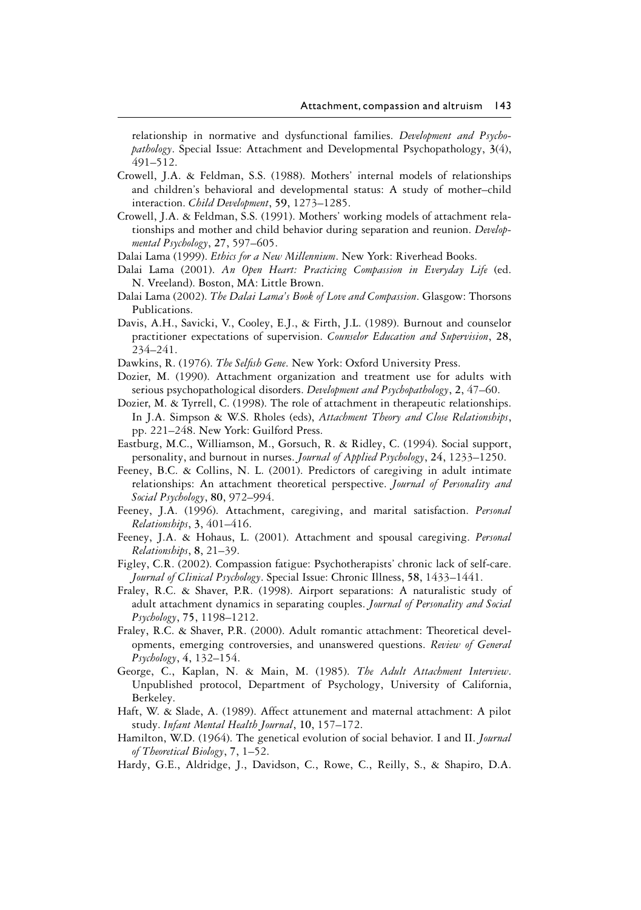relationship in normative and dysfunctional families. *Development and Psychopathology*. Special Issue: Attachment and Developmental Psychopathology, **3**(4), 491–512.

Crowell, J.A. & Feldman, S.S. (1988). Mothers' internal models of relationships and children's behavioral and developmental status: A study of mother–child interaction. *Child Development*, **59**, 1273–1285.

Crowell, J.A. & Feldman, S.S. (1991). Mothers' working models of attachment relationships and mother and child behavior during separation and reunion. *Developmental Psychology*, **27**, 597–605.

Dalai Lama (1999). *Ethics for a New Millennium*. New York: Riverhead Books.

Dalai Lama (2001). *An Open Heart: Practicing Compassion in Everyday Life* (ed. N. Vreeland). Boston, MA: Little Brown.

Dalai Lama (2002). *The Dalai Lama's Book of Love and Compassion*. Glasgow: Thorsons Publications.

Davis, A.H., Savicki, V., Cooley, E.J., & Firth, J.L. (1989). Burnout and counselor practitioner expectations of supervision. *Counselor Education and Supervision*, **28**, 234–241.

Dawkins, R. (1976). *The Selfish Gene*. New York: Oxford University Press.

Dozier, M. (1990). Attachment organization and treatment use for adults with serious psychopathological disorders. *Development and Psychopathology*, **2**, 47–60.

Dozier, M. & Tyrrell, C. (1998). The role of attachment in therapeutic relationships. In J.A. Simpson & W.S. Rholes (eds), *Attachment Theory and Close Relationships*, pp. 221–248. New York: Guilford Press.

Eastburg, M.C., Williamson, M., Gorsuch, R. & Ridley, C. (1994). Social support, personality, and burnout in nurses. *Journal of Applied Psychology*, **24**, 1233–1250.

Feeney, B.C. & Collins, N. L. (2001). Predictors of caregiving in adult intimate relationships: An attachment theoretical perspective. *Journal of Personality and Social Psychology*, **80**, 972–994.

Feeney, J.A. (1996). Attachment, caregiving, and marital satisfaction. *Personal Relationships*, **3**, 401–416.

Feeney, J.A. & Hohaus, L. (2001). Attachment and spousal caregiving. *Personal Relationships*, **8**, 21–39.

Figley, C.R. (2002). Compassion fatigue: Psychotherapists' chronic lack of self-care. *Journal of Clinical Psychology*. Special Issue: Chronic Illness, **58**, 1433–1441.

Fraley, R.C. & Shaver, P.R. (1998). Airport separations: A naturalistic study of adult attachment dynamics in separating couples. *Journal of Personality and Social Psychology*, **75**, 1198–1212.

Fraley, R.C. & Shaver, P.R. (2000). Adult romantic attachment: Theoretical developments, emerging controversies, and unanswered questions. *Review of General Psychology*, **4**, 132–154.

George, C., Kaplan, N. & Main, M. (1985). *The Adult Attachment Interview*. Unpublished protocol, Department of Psychology, University of California, Berkeley.

Haft, W. & Slade, A. (1989). Affect attunement and maternal attachment: A pilot study. *Infant Mental Health Journal*, **10**, 157–172.

Hamilton, W.D. (1964). The genetical evolution of social behavior. I and II. *Journal of Theoretical Biology*, **7**, 1–52.

Hardy, G.E., Aldridge, J., Davidson, C., Rowe, C., Reilly, S., & Shapiro, D.A.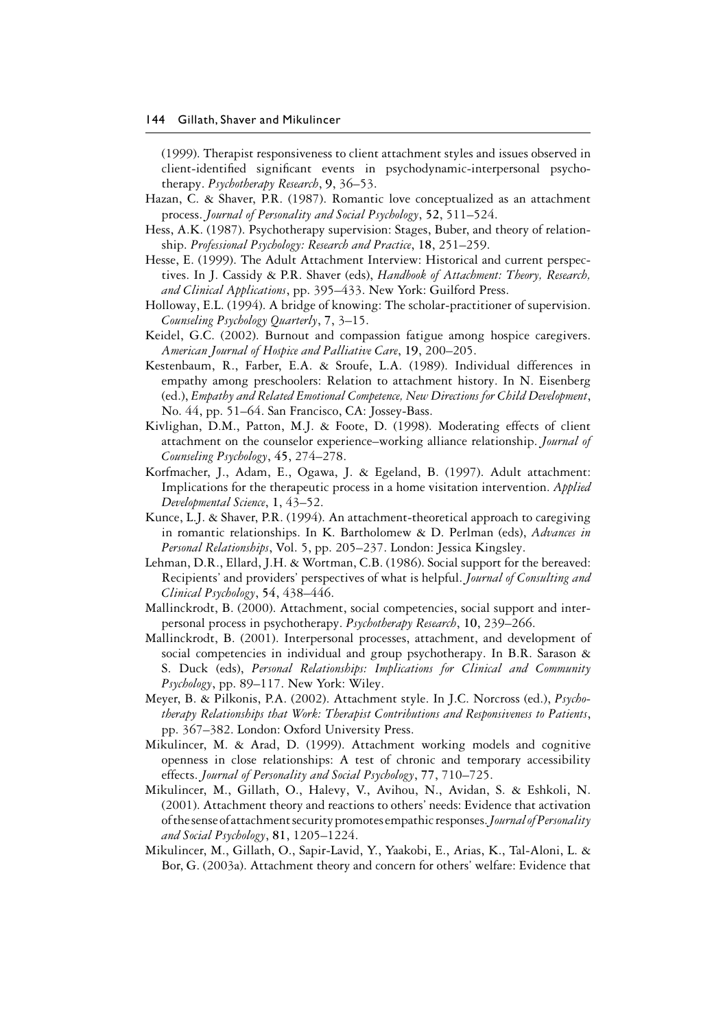(1999). Therapist responsiveness to client attachment styles and issues observed in client-identified significant events in psychodynamic-interpersonal psychotherapy. *Psychotherapy Research*, **9**, 36–53.

Hazan, C. & Shaver, P.R. (1987). Romantic love conceptualized as an attachment process. *Journal of Personality and Social Psychology*, **52**, 511–524.

Hess, A.K. (1987). Psychotherapy supervision: Stages, Buber, and theory of relationship. *Professional Psychology: Research and Practice*, **18**, 251–259.

Hesse, E. (1999). The Adult Attachment Interview: Historical and current perspectives. In J. Cassidy & P.R. Shaver (eds), *Handbook of Attachment: Theory, Research, and Clinical Applications*, pp. 395–433. New York: Guilford Press.

Holloway, E.L. (1994). A bridge of knowing: The scholar-practitioner of supervision. *Counseling Psychology Quarterly*, **7**, 3–15.

Keidel, G.C. (2002). Burnout and compassion fatigue among hospice caregivers. *American Journal of Hospice and Palliative Care*, **19**, 200–205.

Kestenbaum, R., Farber, E.A. & Sroufe, L.A. (1989). Individual differences in empathy among preschoolers: Relation to attachment history. In N. Eisenberg (ed.), *Empathy and Related Emotional Competence, New Directions for Child Development*, No. 44, pp. 51–64. San Francisco, CA: Jossey-Bass.

Kivlighan, D.M., Patton, M.J. & Foote, D. (1998). Moderating effects of client attachment on the counselor experience–working alliance relationship. *Journal of Counseling Psychology*, **45**, 274–278.

Korfmacher, J., Adam, E., Ogawa, J. & Egeland, B. (1997). Adult attachment: Implications for the therapeutic process in a home visitation intervention. *Applied Developmental Science*, **1**, 43–52.

Kunce, L.J. & Shaver, P.R. (1994). An attachment-theoretical approach to caregiving in romantic relationships. In K. Bartholomew & D. Perlman (eds), *Advances in Personal Relationships*, Vol. 5, pp. 205–237. London: Jessica Kingsley.

Lehman, D.R., Ellard, J.H. & Wortman, C.B. (1986). Social support for the bereaved: Recipients' and providers' perspectives of what is helpful. *Journal of Consulting and Clinical Psychology*, **54**, 438–446.

Mallinckrodt, B. (2000). Attachment, social competencies, social support and interpersonal process in psychotherapy. *Psychotherapy Research*, **10**, 239–266.

Mallinckrodt, B. (2001). Interpersonal processes, attachment, and development of social competencies in individual and group psychotherapy. In B.R. Sarason & S. Duck (eds), *Personal Relationships: Implications for Clinical and Community Psychology*, pp. 89–117. New York: Wiley.

Meyer, B. & Pilkonis, P.A. (2002). Attachment style. In J.C. Norcross (ed.), *Psychotherapy Relationships that Work: Therapist Contributions and Responsiveness to Patients*, pp. 367–382. London: Oxford University Press.

Mikulincer, M. & Arad, D. (1999). Attachment working models and cognitive openness in close relationships: A test of chronic and temporary accessibility effects. *Journal of Personality and Social Psychology*, **77**, 710–725.

Mikulincer, M., Gillath, O., Halevy, V., Avihou, N., Avidan, S. & Eshkoli, N. (2001). Attachment theory and reactions to others' needs: Evidence that activation of the sense of attachment security promotes empathic responses. *Journal of Personality and Social Psychology*, **81**, 1205–1224.

Mikulincer, M., Gillath, O., Sapir-Lavid, Y., Yaakobi, E., Arias, K., Tal-Aloni, L. & Bor, G. (2003a). Attachment theory and concern for others' welfare: Evidence that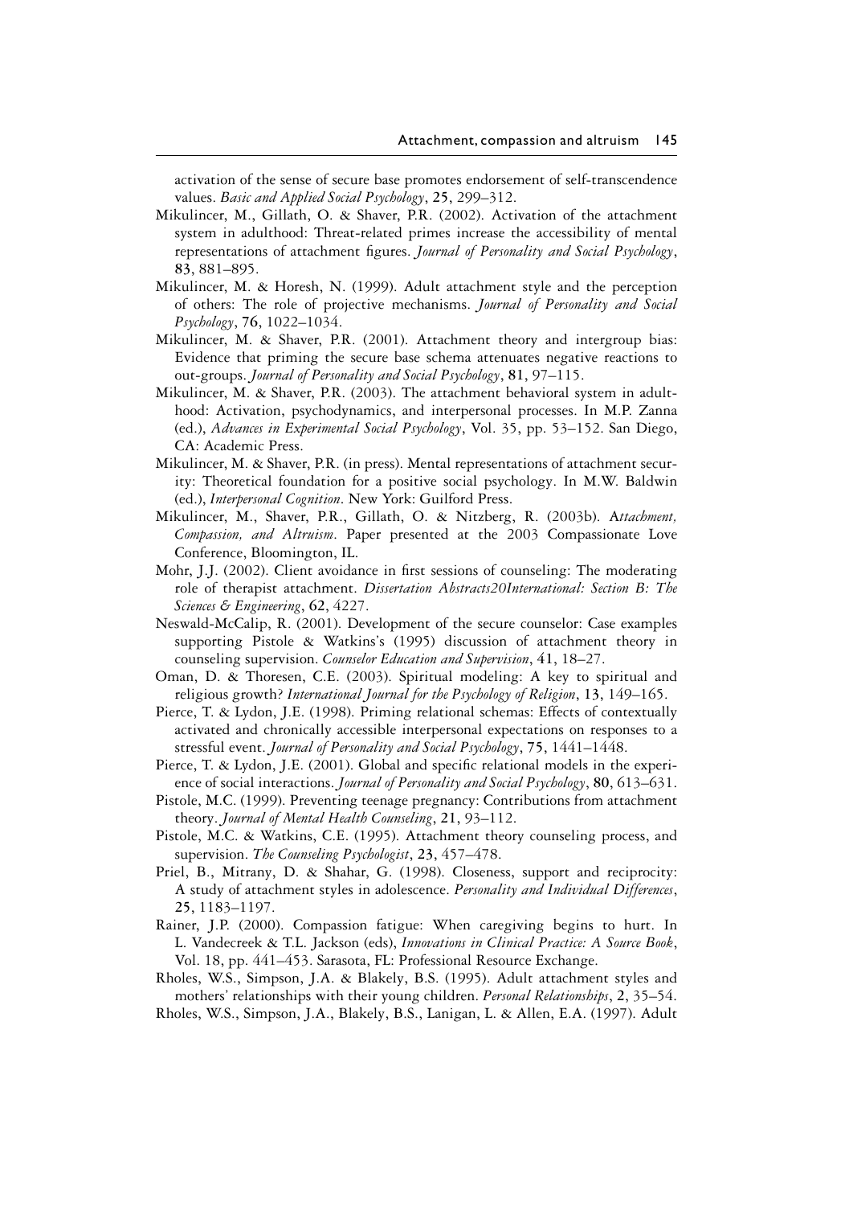activation of the sense of secure base promotes endorsement of self-transcendence values. *Basic and Applied Social Psychology*, **25**, 299–312.

Mikulincer, M., Gillath, O. & Shaver, P.R. (2002). Activation of the attachment system in adulthood: Threat-related primes increase the accessibility of mental representations of attachment figures. *Journal of Personality and Social Psychology*, **83**, 881–895.

Mikulincer, M. & Horesh, N. (1999). Adult attachment style and the perception of others: The role of projective mechanisms. *Journal of Personality and Social Psychology*, **76**, 1022–1034.

Mikulincer, M. & Shaver, P.R. (2001). Attachment theory and intergroup bias: Evidence that priming the secure base schema attenuates negative reactions to out-groups. *Journal of Personality and Social Psychology*, **81**, 97–115.

Mikulincer, M. & Shaver, P.R. (2003). The attachment behavioral system in adulthood: Activation, psychodynamics, and interpersonal processes. In M.P. Zanna (ed.), *Advances in Experimental Social Psychology*, Vol. 35, pp. 53–152. San Diego, CA: Academic Press.

Mikulincer, M. & Shaver, P.R. (in press). Mental representations of attachment security: Theoretical foundation for a positive social psychology. In M.W. Baldwin (ed.), *Interpersonal Cognition*. New York: Guilford Press.

Mikulincer, M., Shaver, P.R., Gillath, O. & Nitzberg, R. (2003b). A*ttachment, Compassion, and Altruism*. Paper presented at the 2003 Compassionate Love Conference, Bloomington, IL.

Mohr, J.J. (2002). Client avoidance in first sessions of counseling: The moderating role of therapist attachment. *Dissertation Abstracts20International: Section B: The Sciences & Engineering*, **62**, 4227.

Neswald-McCalip, R. (2001). Development of the secure counselor: Case examples supporting Pistole & Watkins's (1995) discussion of attachment theory in counseling supervision. *Counselor Education and Supervision*, **41**, 18–27.

Oman, D. & Thoresen, C.E. (2003). Spiritual modeling: A key to spiritual and religious growth? *International Journal for the Psychology of Religion*, **13**, 149–165.

Pierce, T. & Lydon, J.E. (1998). Priming relational schemas: Effects of contextually activated and chronically accessible interpersonal expectations on responses to a stressful event. *Journal of Personality and Social Psychology*, **75**, 1441–1448.

Pierce, T. & Lydon, J.E. (2001). Global and specific relational models in the experience of social interactions. *Journal of Personality and Social Psychology*, **80**, 613–631.

Pistole, M.C. (1999). Preventing teenage pregnancy: Contributions from attachment theory. *Journal of Mental Health Counseling*, **21**, 93–112.

Pistole, M.C. & Watkins, C.E. (1995). Attachment theory counseling process, and supervision. *The Counseling Psychologist*, **23**, 457–478.

Priel, B., Mitrany, D. & Shahar, G. (1998). Closeness, support and reciprocity: A study of attachment styles in adolescence. *Personality and Individual Differences*, **25**, 1183–1197.

Rainer, J.P. (2000). Compassion fatigue: When caregiving begins to hurt. In L. Vandecreek & T.L. Jackson (eds), *Innovations in Clinical Practice: A Source Book*, Vol. 18, pp. 441–453. Sarasota, FL: Professional Resource Exchange.

Rholes, W.S., Simpson, J.A. & Blakely, B.S. (1995). Adult attachment styles and mothers' relationships with their young children. *Personal Relationships*, **2**, 35–54.

Rholes, W.S., Simpson, J.A., Blakely, B.S., Lanigan, L. & Allen, E.A. (1997). Adult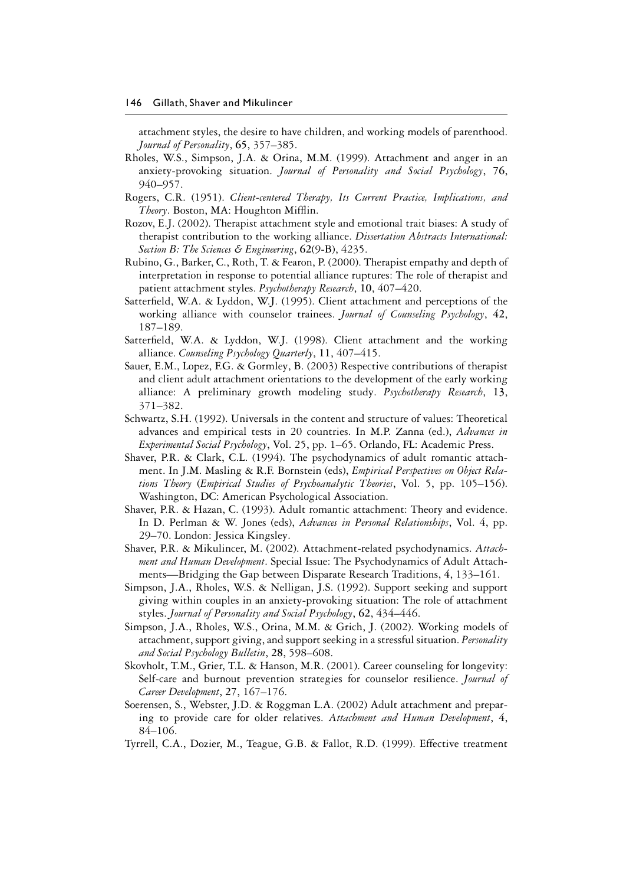attachment styles, the desire to have children, and working models of parenthood. *Journal of Personality*, **65**, 357–385.

Rholes, W.S., Simpson, J.A. & Orina, M.M. (1999). Attachment and anger in an anxiety-provoking situation. *Journal of Personality and Social Psychology*, **76**, 940–957.

Rogers, C.R. (1951). *Client-centered Therapy, Its Current Practice, Implications, and Theory*. Boston, MA: Houghton Mifflin.

Rozov, E.J. (2002). Therapist attachment style and emotional trait biases: A study of therapist contribution to the working alliance. *Dissertation Abstracts International: Section B: The Sciences & Engineering*, **62**(9-B), 4235.

Rubino, G., Barker, C., Roth, T. & Fearon, P. (2000). Therapist empathy and depth of interpretation in response to potential alliance ruptures: The role of therapist and patient attachment styles. *Psychotherapy Research*, **10**, 407–420.

Satterfield, W.A. & Lyddon, W.J. (1995). Client attachment and perceptions of the working alliance with counselor trainees. *Journal of Counseling Psychology*, **42**, 187–189.

Satterfield, W.A. & Lyddon, W.J. (1998). Client attachment and the working alliance. *Counseling Psychology Quarterly*, **11**, 407–415.

Sauer, E.M., Lopez, F.G. & Gormley, B. (2003) Respective contributions of therapist and client adult attachment orientations to the development of the early working alliance: A preliminary growth modeling study. *Psychotherapy Research*, **13**, 371–382.

Schwartz, S.H. (1992). Universals in the content and structure of values: Theoretical advances and empirical tests in 20 countries. In M.P. Zanna (ed.), *Advances in Experimental Social Psychology*, Vol. 25, pp. 1–65. Orlando, FL: Academic Press.

Shaver, P.R. & Clark, C.L. (1994). The psychodynamics of adult romantic attachment. In J.M. Masling & R.F. Bornstein (eds), *Empirical Perspectives on Object Relations Theory* (*Empirical Studies of Psychoanalytic Theories*, Vol. 5, pp. 105–156). Washington, DC: American Psychological Association.

Shaver, P.R. & Hazan, C. (1993). Adult romantic attachment: Theory and evidence. In D. Perlman & W. Jones (eds), *Advances in Personal Relationships*, Vol. 4, pp. 29–70. London: Jessica Kingsley.

Shaver, P.R. & Mikulincer, M. (2002). Attachment-related psychodynamics. *Attachment and Human Development*. Special Issue: The Psychodynamics of Adult Attachments—Bridging the Gap between Disparate Research Traditions, **4**, 133–161.

Simpson, J.A., Rholes, W.S. & Nelligan, J.S. (1992). Support seeking and support giving within couples in an anxiety-provoking situation: The role of attachment styles. *Journal of Personality and Social Psychology*, **62**, 434–446.

Simpson, J.A., Rholes, W.S., Orina, M.M. & Grich, J. (2002). Working models of attachment, support giving, and support seeking in a stressful situation. *Personality and Social Psychology Bulletin*, **28**, 598–608.

Skovholt, T.M., Grier, T.L. & Hanson, M.R. (2001). Career counseling for longevity: Self-care and burnout prevention strategies for counselor resilience. *Journal of Career Development*, **27**, 167–176.

Soerensen, S., Webster, J.D. & Roggman L.A. (2002) Adult attachment and preparing to provide care for older relatives. *Attachment and Human Development*, **4**, 84–106.

Tyrrell, C.A., Dozier, M., Teague, G.B. & Fallot, R.D. (1999). Effective treatment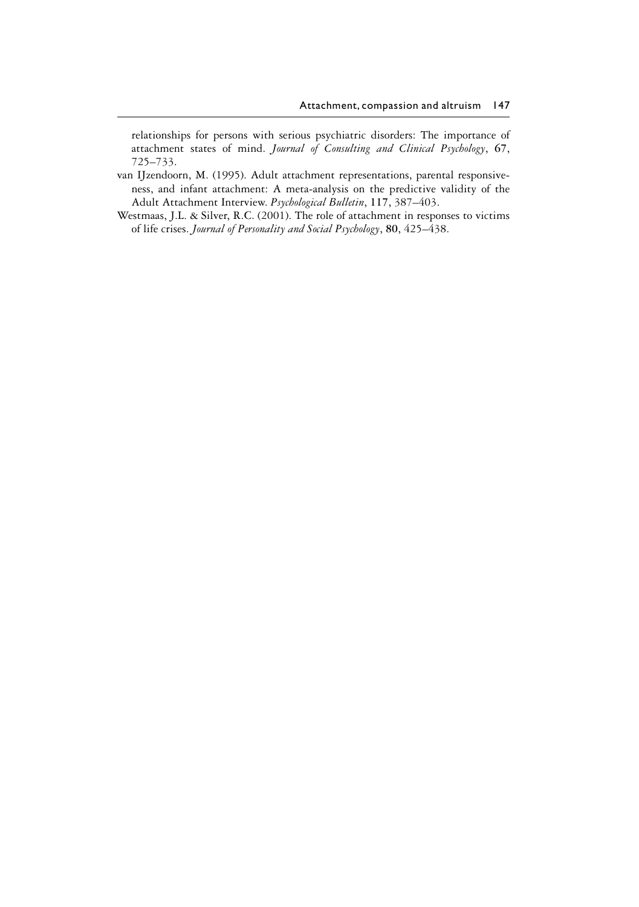relationships for persons with serious psychiatric disorders: The importance of attachment states of mind. *Journal of Consulting and Clinical Psychology*, **67**, 725–733.

van IJzendoorn, M. (1995). Adult attachment representations, parental responsiveness, and infant attachment: A meta-analysis on the predictive validity of the Adult Attachment Interview. *Psychological Bulletin*, **117**, 387–403.

Westmaas, J.L. & Silver, R.C. (2001). The role of attachment in responses to victims of life crises. *Journal of Personality and Social Psychology*, **80**, 425–438.